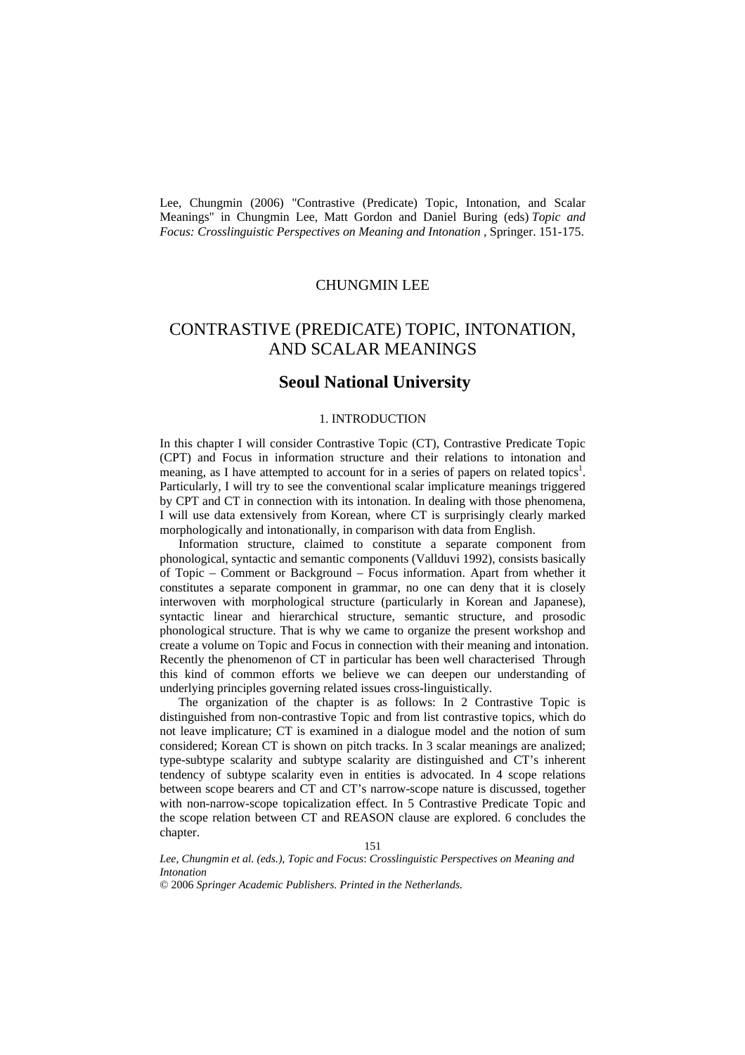Lee, Chungmin (2006) "Contrastive (Predicate) Topic, Intonation, and Scalar Meanings" in Chungmin Lee, Matt Gordon and Daniel Buring (eds) *Topic and Focus: Crosslinguistic Perspectives on Meaning and Intonation* , Springer. 151-175.

CHUNGMIN LEE

# CONTRASTIVE (PREDICATE) TOPIC, INTONATION, AND SCALAR MEANINGS

## Seoul National University

### 1. INTRODUCTION

In this chapter I will consider Contrastive Topic (CT), Contrastive Predicate Topic (CPT) and Focus in information structure and their relations to intonation and meaning, as I have attempted to account for in a series of papers on related topics[1]. Particularly, I will try to see the conventional scalar implicature meanings triggered by CPT and CT in connection with its intonation. In dealing with those phenomena, I will use data extensively from Korean, where CT is surprisingly clearly marked morphologically and intonationally, in comparison with data from English.

Information structure, claimed to constitute a separate component from phonological, syntactic and semantic components (Vallduvi 1992), consists basically of Topic – Comment or Background – Focus information. Apart from whether it constitutes a separate component in grammar, no one can deny that it is closely interwoven with morphological structure (particularly in Korean and Japanese), syntactic linear and hierarchical structure, semantic structure, and prosodic phonological structure. That is why we came to organize the present workshop and create a volume on Topic and Focus in connection with their meaning and intonation. Recently the phenomenon of CT in particular has been well characterised Through this kind of common efforts we believe we can deepen our understanding of underlying principles governing related issues cross-linguistically.

The organization of the chapter is as follows: In 2 Contrastive Topic is distinguished from non-contrastive Topic and from list contrastive topics, which do not leave implicature; CT is examined in a dialogue model and the notion of sum considered; Korean CT is shown on pitch tracks. In 3 scalar meanings are analized; type-subtype scalarity and subtype scalarity are distinguished and CT's inherent tendency of subtype scalarity even in entities is advocated. In 4 scope relations between scope bearers and CT and CT's narrow-scope nature is discussed, together with non-narrow-scope topicalization effect. In 5 Contrastive Predicate Topic and the scope relation between CT and REASON clause are explored. 6 concludes the chapter.

*Lee, Chungmin et al. (eds.), Topic and Focus: Crosslinguistic Perspectives on Meaning and Intonation*

© 2006 *Springer Academic Publishers. Printed in the Netherlands.*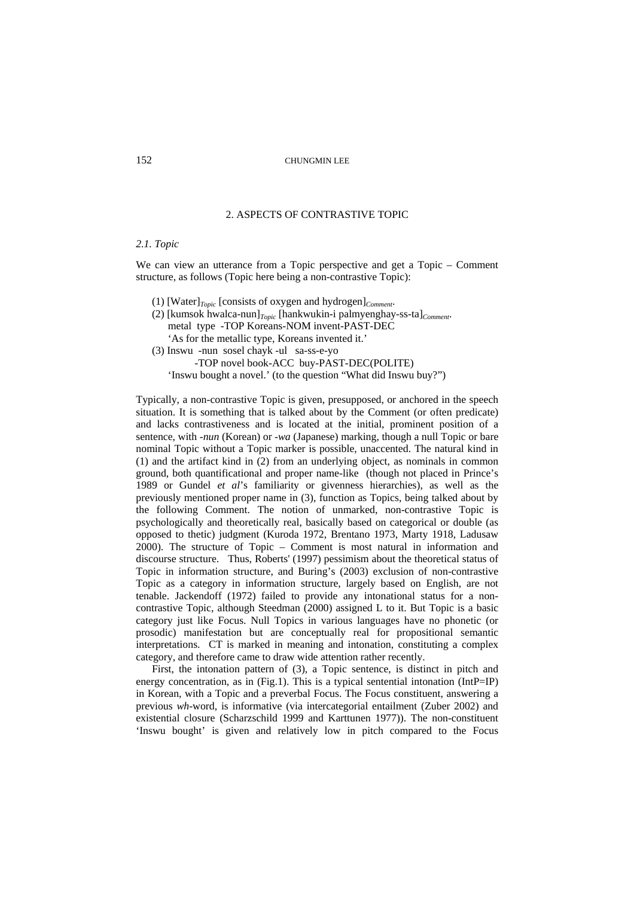## 2. ASPECTS OF CONTRASTIVE TOPIC

### *2.1. Topic*

We can view an utterance from a Topic perspective and get a Topic – Comment structure, as follows (Topic here being a non-contrastive Topic):

(1) [Water]$_{Topic}$ [consists of oxygen and hydrogen]$_{Comment}$.

(2) [kumsok hwalca-nun]$_{Topic}$ [hankwukin-i palmyenghay-ss-ta]$_{Comment}$.
metal type -TOP Koreans-NOM invent-PAST-DEC
'As for the metallic type, Koreans invented it.'

(3) Inswu -nun sosel chayk -ul sa-ss-e-yo
-TOP novel book-ACC buy-PAST-DEC(POLITE)
'Inswu bought a novel.' (to the question "What did Inswu buy?")

Typically, a non-contrastive Topic is given, presupposed, or anchored in the speech situation. It is something that is talked about by the Comment (or often predicate) and lacks contrastiveness and is located at the initial, prominent position of a sentence, with *-nun* (Korean) or *-wa* (Japanese) marking, though a null Topic or bare nominal Topic without a Topic marker is possible, unaccented. The natural kind in (1) and the artifact kind in (2) from an underlying object, as nominals in common ground, both quantificational and proper name-like (though not placed in Prince's 1989 or Gundel *et al*'s familiarity or givenness hierarchies), as well as the previously mentioned proper name in (3), function as Topics, being talked about by the following Comment. The notion of unmarked, non-contrastive Topic is psychologically and theoretically real, basically based on categorical or double (as opposed to thetic) judgment (Kuroda 1972, Brentano 1973, Marty 1918, Ladusaw 2000). The structure of Topic – Comment is most natural in information and discourse structure. Thus, Roberts' (1997) pessimism about the theoretical status of Topic in information structure, and Buring's (2003) exclusion of non-contrastive Topic as a category in information structure, largely based on English, are not tenable. Jackendoff (1972) failed to provide any intonational status for a non-contrastive Topic, although Steedman (2000) assigned L to it. But Topic is a basic category just like Focus. Null Topics in various languages have no phonetic (or prosodic) manifestation but are conceptually real for propositional semantic interpretations. CT is marked in meaning and intonation, constituting a complex category, and therefore came to draw wide attention rather recently.

First, the intonation pattern of (3), a Topic sentence, is distinct in pitch and energy concentration, as in (Fig.1). This is a typical sentential intonation (IntP=IP) in Korean, with a Topic and a preverbal Focus. The Focus constituent, answering a previous *wh*-word, is informative (via intercategorial entailment (Zuber 2002) and existential closure (Scharzschild 1999 and Karttunen 1977)). The non-constituent 'Inswu bought' is given and relatively low in pitch compared to the Focus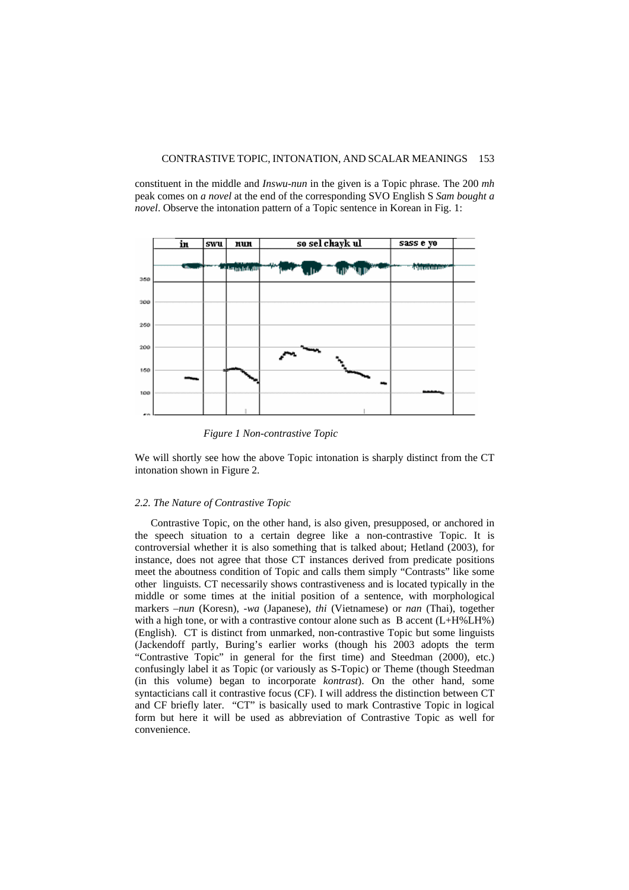constituent in the middle and *Inswu-nun* in the given is a Topic phrase. The 200 *mh* peak comes on *a novel* at the end of the corresponding SVO English S *Sam bought a novel*. Observe the intonation pattern of a Topic sentence in Korean in Fig. 1:

*Figure 1 Non-contrastive Topic*

We will shortly see how the above Topic intonation is sharply distinct from the CT intonation shown in Figure 2.

### *2.2. The Nature of Contrastive Topic*

Contrastive Topic, on the other hand, is also given, presupposed, or anchored in the speech situation to a certain degree like a non-contrastive Topic. It is controversial whether it is also something that is talked about; Hetland (2003), for instance, does not agree that those CT instances derived from predicate positions meet the aboutness condition of Topic and calls them simply "Contrasts" like some other linguists. CT necessarily shows contrastiveness and is located typically in the middle or some times at the initial position of a sentence, with morphological markers *–nun* (Koresn), *-wa* (Japanese), *thi* (Vietnamese) or *nan* (Thai), together with a high tone, or with a contrastive contour alone such as B accent (L+H%LH%) (English). CT is distinct from unmarked, non-contrastive Topic but some linguists (Jackendoff partly, Buring's earlier works (though his 2003 adopts the term "Contrastive Topic" in general for the first time) and Steedman (2000), etc.) confusingly label it as Topic (or variously as S-Topic) or Theme (though Steedman (in this volume) began to incorporate *kontrast*). On the other hand, some syntacticians call it contrastive focus (CF). I will address the distinction between CT and CF briefly later. "CT" is basically used to mark Contrastive Topic in logical form but here it will be used as abbreviation of Contrastive Topic as well for convenience.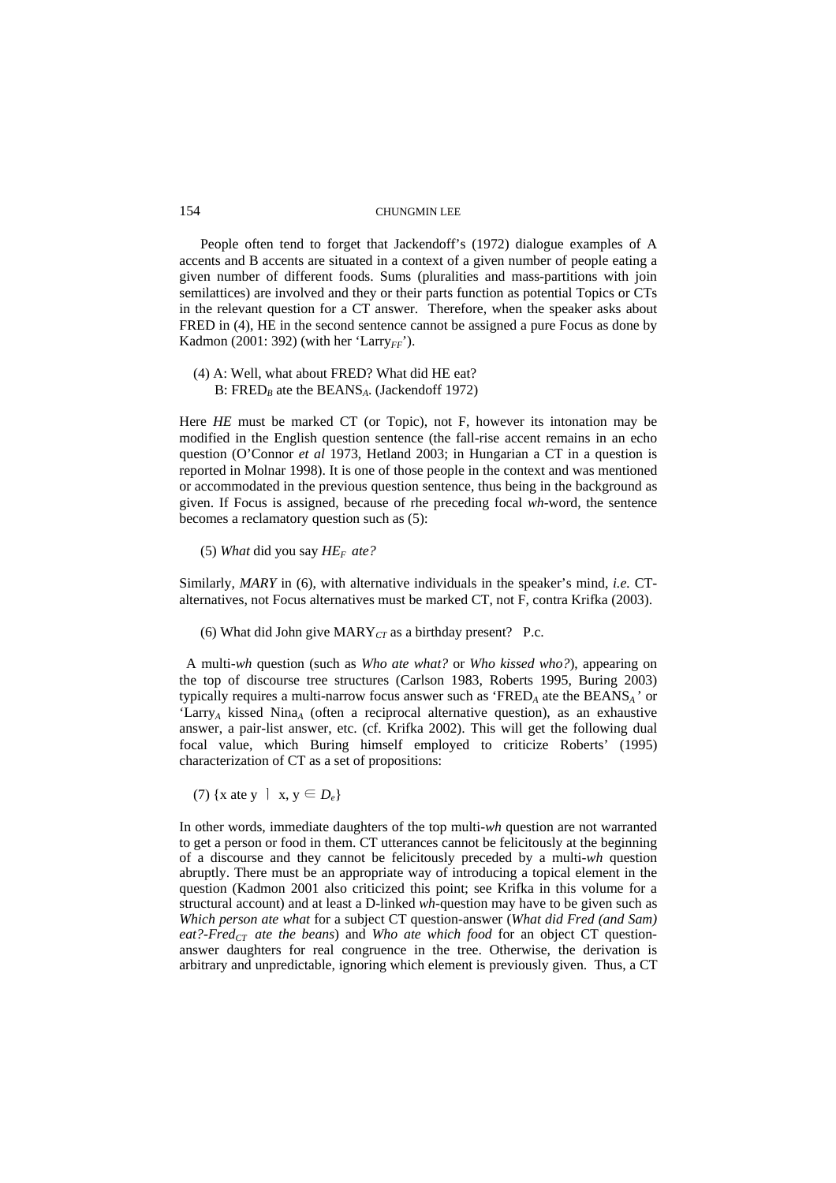People often tend to forget that Jackendoff's (1972) dialogue examples of A accents and B accents are situated in a context of a given number of people eating a given number of different foods. Sums (pluralities and mass-partitions with join semilattices) are involved and they or their parts function as potential Topics or CTs in the relevant question for a CT answer. Therefore, when the speaker asks about FRED in (4), HE in the second sentence cannot be assigned a pure Focus as done by Kadmon (2001: 392) (with her 'Larry$_{FF}$').

(4) A: Well, what about FRED? What did HE eat?
    B: FRED$_B$ ate the BEANS$_A$. (Jackendoff 1972)

Here *HE* must be marked CT (or Topic), not F, however its intonation may be modified in the English question sentence (the fall-rise accent remains in an echo question (O'Connor *et al* 1973, Hetland 2003; in Hungarian a CT in a question is reported in Molnar 1998). It is one of those people in the context and was mentioned or accommodated in the previous question sentence, thus being in the background as given. If Focus is assigned, because of rhe preceding focal *wh*-word, the sentence becomes a reclamatory question such as (5):

(5) *What* did you say *HE$_F$ ate?*

Similarly, *MARY* in (6), with alternative individuals in the speaker's mind, *i.e.* CT-alternatives, not Focus alternatives must be marked CT, not F, contra Krifka (2003).

(6) What did John give MARY$_{CT}$ as a birthday present? P.c.

A multi-*wh* question (such as *Who ate what?* or *Who kissed who?*), appearing on the top of discourse tree structures (Carlson 1983, Roberts 1995, Buring 2003) typically requires a multi-narrow focus answer such as 'FRED$_A$ ate the BEANS$_A$' or 'Larry$_A$ kissed Nina$_A$ (often a reciprocal alternative question), as an exhaustive answer, a pair-list answer, etc. (cf. Krifka 2002). This will get the following dual focal value, which Buring himself employed to criticize Roberts' (1995) characterization of CT as a set of propositions:

(7) $\{x \text{ ate } y \mid x, y \in D_e\}$

In other words, immediate daughters of the top multi-*wh* question are not warranted to get a person or food in them. CT utterances cannot be felicitously at the beginning of a discourse and they cannot be felicitously preceded by a multi-*wh* question abruptly. There must be an appropriate way of introducing a topical element in the question (Kadmon 2001 also criticized this point; see Krifka in this volume for a structural account) and at least a D-linked *wh*-question may have to be given such as *Which person ate what* for a subject CT question-answer (*What did Fred (and Sam) eat?-Fred$_{CT}$ ate the beans*) and *Who ate which food* for an object CT question-answer daughters for real congruence in the tree. Otherwise, the derivation is arbitrary and unpredictable, ignoring which element is previously given. Thus, a CT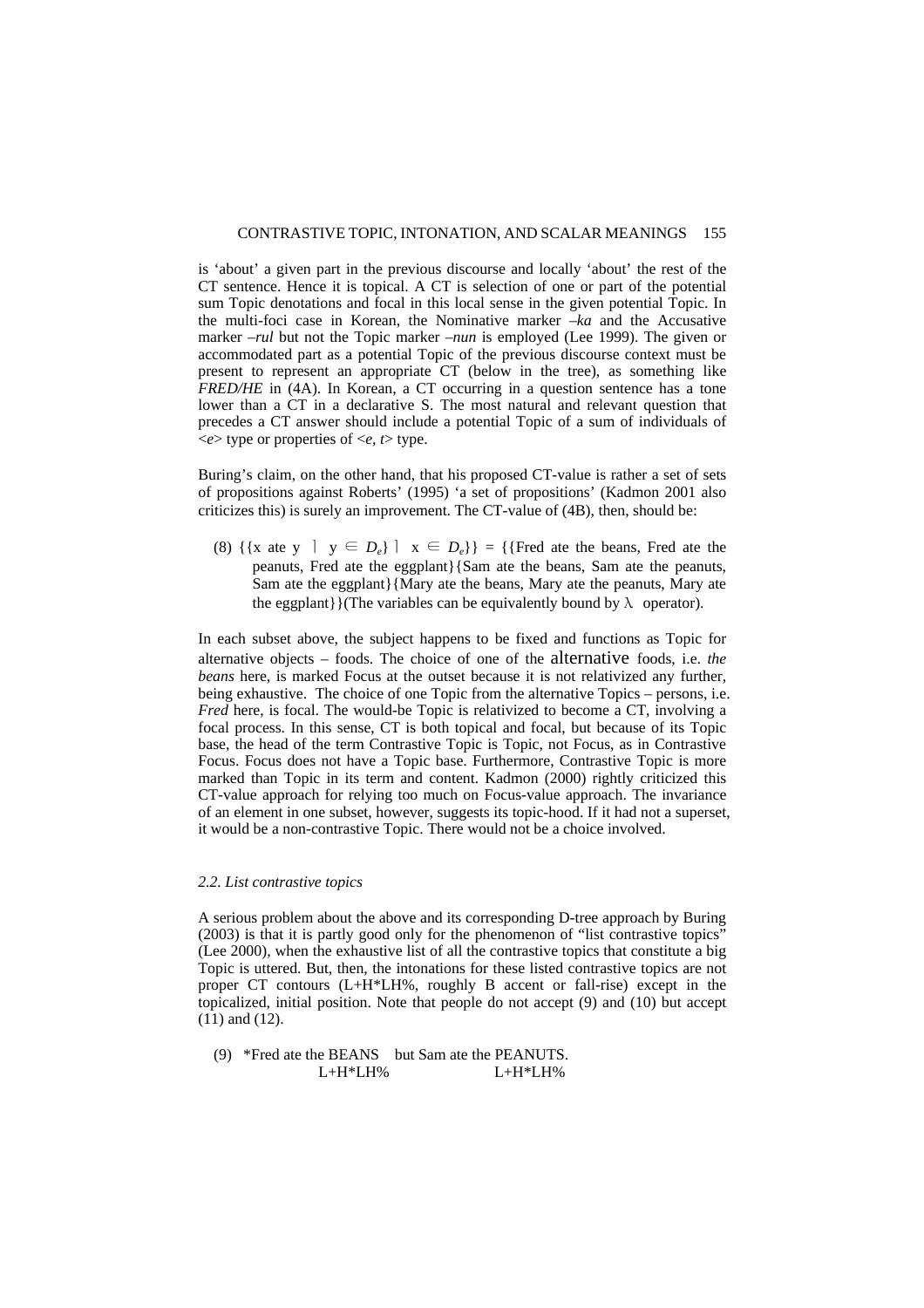is 'about' a given part in the previous discourse and locally 'about' the rest of the CT sentence. Hence it is topical. A CT is selection of one or part of the potential sum Topic denotations and focal in this local sense in the given potential Topic. In the multi-foci case in Korean, the Nominative marker *–ka* and the Accusative marker *–rul* but not the Topic marker *–nun* is employed (Lee 1999). The given or accommodated part as a potential Topic of the previous discourse context must be present to represent an appropriate CT (below in the tree), as something like *FRED/HE* in (4A). In Korean, a CT occurring in a question sentence has a tone lower than a CT in a declarative S. The most natural and relevant question that precedes a CT answer should include a potential Topic of a sum of individuals of <*e*> type or properties of <*e*, *t*> type.

Buring's claim, on the other hand, that his proposed CT-value is rather a set of sets of propositions against Roberts' (1995) 'a set of propositions' (Kadmon 2001 also criticizes this) is surely an improvement. The CT-value of (4B), then, should be:

(8) $\{\{x \text{ ate } y \mid y \in D_e\} \mid x \in D_e\}$ = {{Fred ate the beans, Fred ate the peanuts, Fred ate the eggplant}{Sam ate the beans, Sam ate the peanuts, Sam ate the eggplant}{Mary ate the beans, Mary ate the peanuts, Mary ate the eggplant}}(The variables can be equivalently bound by $\lambda$ operator).

In each subset above, the subject happens to be fixed and functions as Topic for alternative objects – foods. The choice of one of the alternative foods, i.e. *the beans* here, is marked Focus at the outset because it is not relativized any further, being exhaustive. The choice of one Topic from the alternative Topics – persons, i.e. *Fred* here, is focal. The would-be Topic is relativized to become a CT, involving a focal process. In this sense, CT is both topical and focal, but because of its Topic base, the head of the term Contrastive Topic is Topic, not Focus, as in Contrastive Focus. Focus does not have a Topic base. Furthermore, Contrastive Topic is more marked than Topic in its term and content. Kadmon (2000) rightly criticized this CT-value approach for relying too much on Focus-value approach. The invariance of an element in one subset, however, suggests its topic-hood. If it had not a superset, it would be a non-contrastive Topic. There would not be a choice involved.

### *2.2. List contrastive topics*

A serious problem about the above and its corresponding D-tree approach by Buring (2003) is that it is partly good only for the phenomenon of "list contrastive topics" (Lee 2000), when the exhaustive list of all the contrastive topics that constitute a big Topic is uttered. But, then, the intonations for these listed contrastive topics are not proper CT contours (L+H*LH%, roughly B accent or fall-rise) except in the topicalized, initial position. Note that people do not accept (9) and (10) but accept (11) and (12).

(9) \*Fred ate the BEANS but Sam ate the PEANUTS.
L+H*LH% L+H*LH%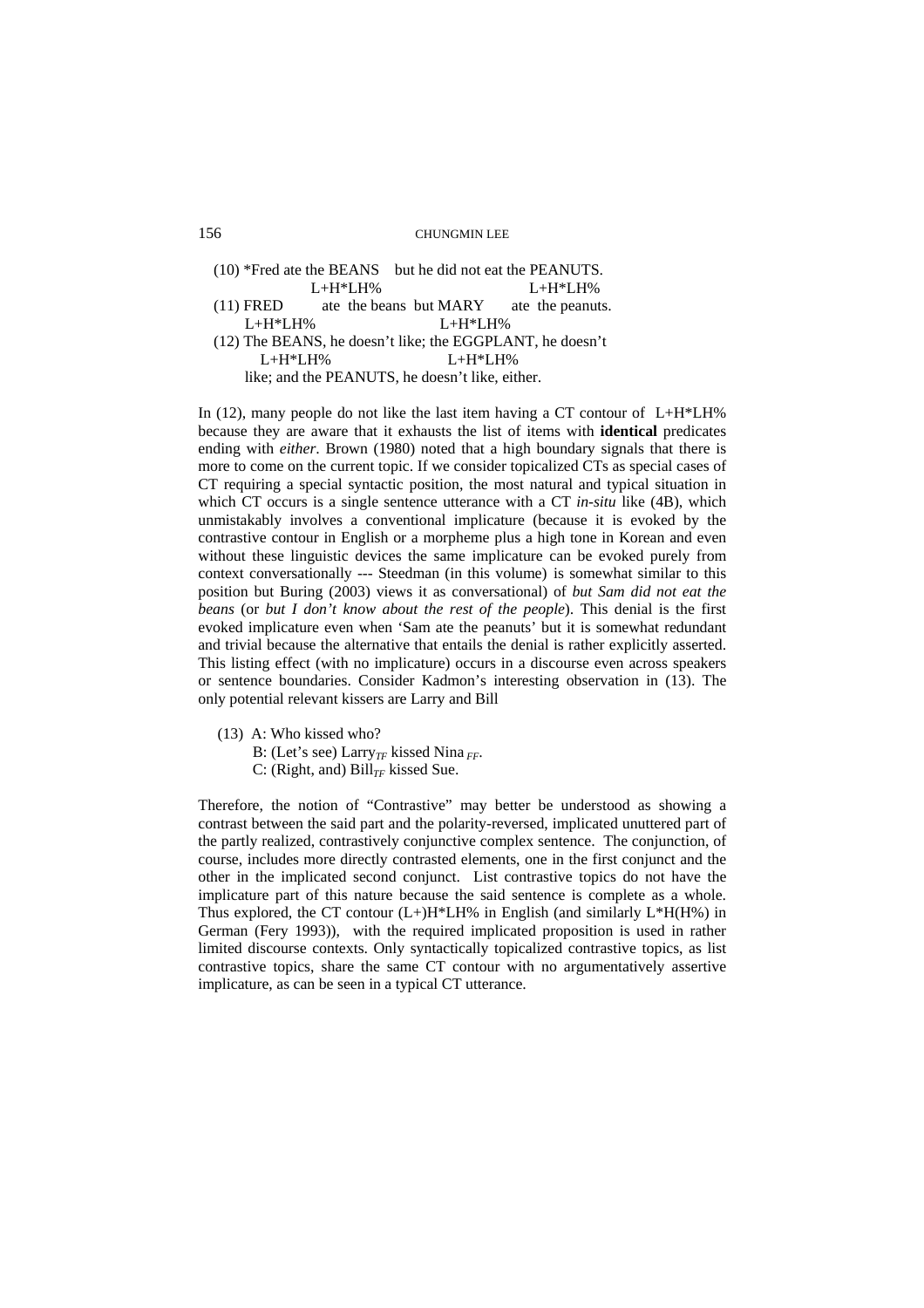(10) *Fred ate the BEANS but he did not eat the PEANUTS.
  L+H*LH%  L+H*LH%

(11) FRED ate the beans but MARY ate the peanuts.
  L+H*LH%  L+H*LH%

(12) The BEANS, he doesn't like; the EGGPLANT, he doesn't
  L+H*LH%  L+H*LH%
  like; and the PEANUTS, he doesn't like, either.

In (12), many people do not like the last item having a CT contour of L+H*LH% because they are aware that it exhausts the list of items with **identical** predicates ending with *either*. Brown (1980) noted that a high boundary signals that there is more to come on the current topic. If we consider topicalized CTs as special cases of CT requiring a special syntactic position, the most natural and typical situation in which CT occurs is a single sentence utterance with a CT *in-situ* like (4B), which unmistakably involves a conventional implicature (because it is evoked by the contrastive contour in English or a morpheme plus a high tone in Korean and even without these linguistic devices the same implicature can be evoked purely from context conversationally --- Steedman (in this volume) is somewhat similar to this position but Buring (2003) views it as conversational) of *but Sam did not eat the beans* (or *but I don't know about the rest of the people*). This denial is the first evoked implicature even when 'Sam ate the peanuts' but it is somewhat redundant and trivial because the alternative that entails the denial is rather explicitly asserted. This listing effect (with no implicature) occurs in a discourse even across speakers or sentence boundaries. Consider Kadmon's interesting observation in (13). The only potential relevant kissers are Larry and Bill

(13) A: Who kissed who?
  B: (Let's see) $\text{Larry}_{TF}$ kissed $\text{Nina}_{FF}$.
  C: (Right, and) $\text{Bill}_{TF}$ kissed Sue.

Therefore, the notion of "Contrastive" may better be understood as showing a contrast between the said part and the polarity-reversed, implicated unuttered part of the partly realized, contrastively conjunctive complex sentence. The conjunction, of course, includes more directly contrasted elements, one in the first conjunct and the other in the implicated second conjunct. List contrastive topics do not have the implicature part of this nature because the said sentence is complete as a whole. Thus explored, the CT contour (L+)H*LH% in English (and similarly L*H(H%) in German (Fery 1993)), with the required implicated proposition is used in rather limited discourse contexts. Only syntactically topicalized contrastive topics, as list contrastive topics, share the same CT contour with no argumentatively assertive implicature, as can be seen in a typical CT utterance.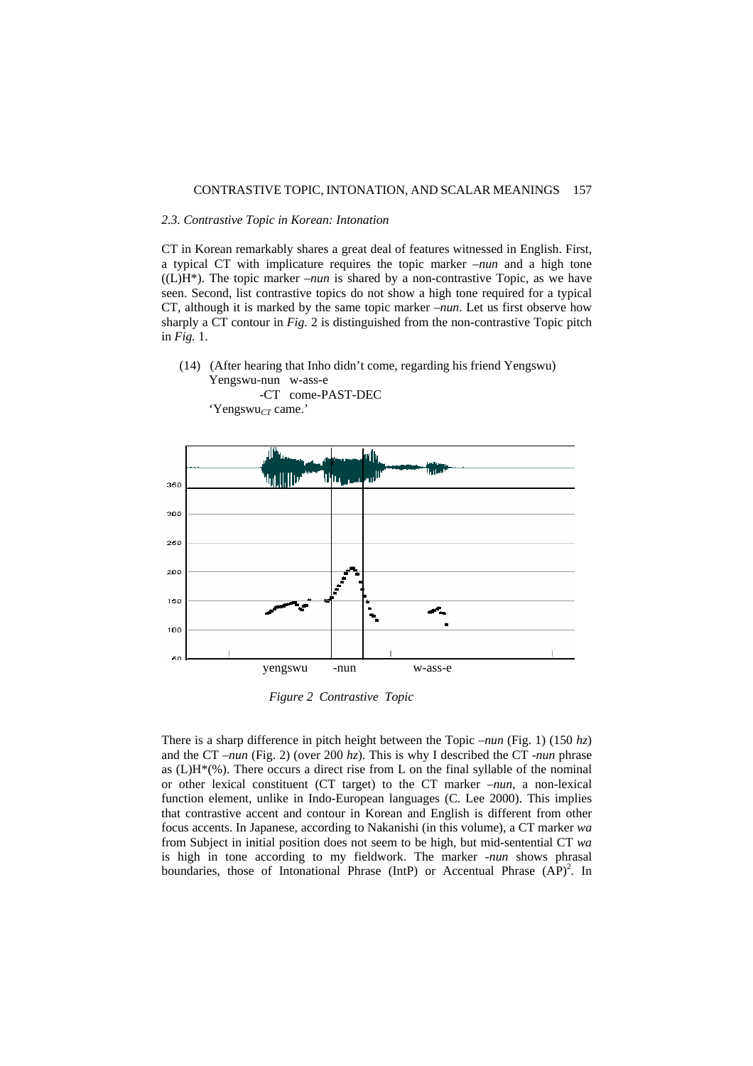### 2.3. Contrastive Topic in Korean: Intonation

CT in Korean remarkably shares a great deal of features witnessed in English. First, a typical CT with implicature requires the topic marker *–nun* and a high tone ((L)H*). The topic marker *–nun* is shared by a non-contrastive Topic, as we have seen. Second, list contrastive topics do not show a high tone required for a typical CT, although it is marked by the same topic marker *–nun*. Let us first observe how sharply a CT contour in *Fig.* 2 is distinguished from the non-contrastive Topic pitch in *Fig.* 1.

(14) (After hearing that Inho didn't come, regarding his friend Yengswu)
Yengswu-nun w-ass-e
-CT come-PAST-DEC
'Yengswu$_{CT}$ came.'

*Figure 2 Contrastive Topic*

There is a sharp difference in pitch height between the Topic *–nun* (Fig. 1) (150 *hz*) and the CT *–nun* (Fig. 2) (over 200 *hz*). This is why I described the CT *-nun* phrase as (L)H*(%). There occurs a direct rise from L on the final syllable of the nominal or other lexical constituent (CT target) to the CT marker *–nun*, a non-lexical function element, unlike in Indo-European languages (C. Lee 2000). This implies that contrastive accent and contour in Korean and English is different from other focus accents. In Japanese, according to Nakanishi (in this volume), a CT marker *wa* from Subject in initial position does not seem to be high, but mid-sentential CT *wa* is high in tone according to my fieldwork. The marker *-nun* shows phrasal boundaries, those of Intonational Phrase (IntP) or Accentual Phrase (AP)[2]. In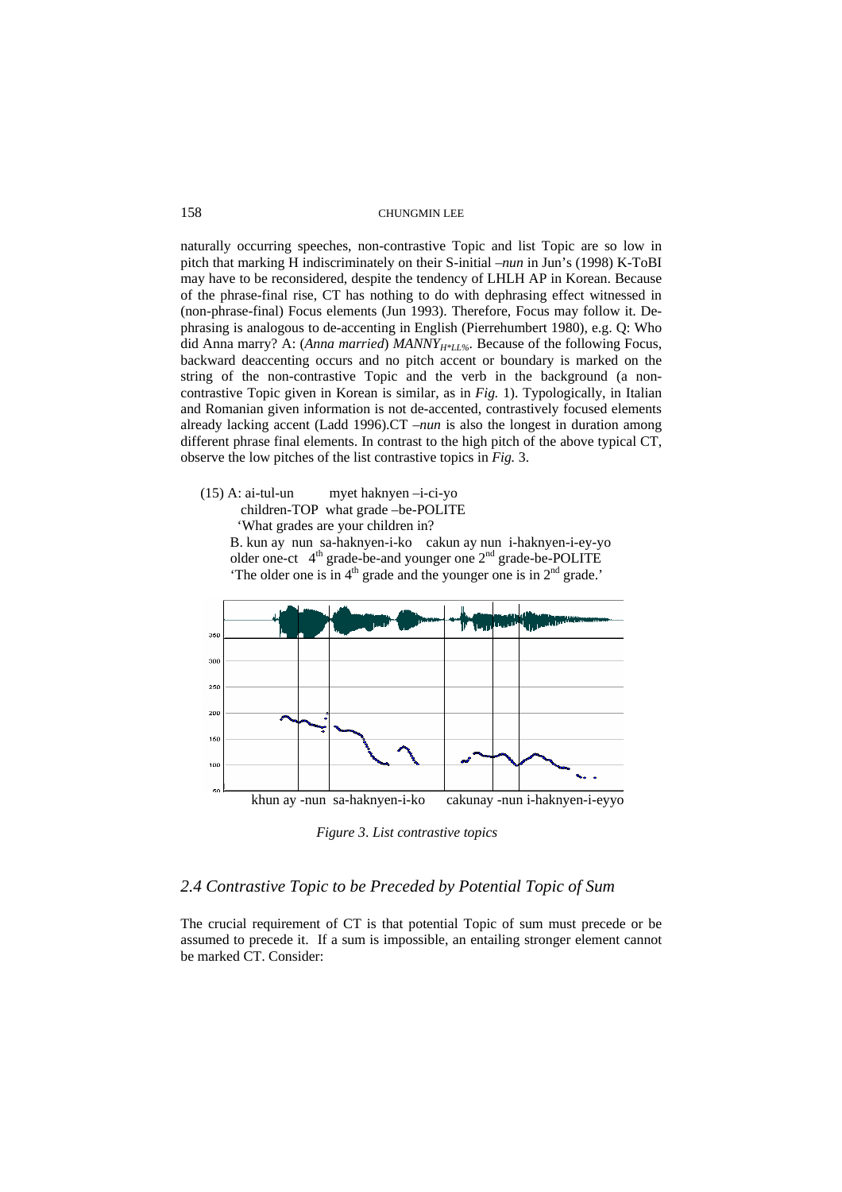naturally occurring speeches, non-contrastive Topic and list Topic are so low in pitch that marking H indiscriminately on their S-initial *–nun* in Jun's (1998) K-ToBI may have to be reconsidered, despite the tendency of LHLH AP in Korean. Because of the phrase-final rise, CT has nothing to do with dephrasing effect witnessed in (non-phrase-final) Focus elements (Jun 1993). Therefore, Focus may follow it. Dephrasing is analogous to de-accenting in English (Pierrehumbert 1980), e.g. Q: Who did Anna marry? A: (*Anna married*) *MANNY*$_{H*LL\%}$. Because of the following Focus, backward deaccenting occurs and no pitch accent or boundary is marked on the string of the non-contrastive Topic and the verb in the background (a non-contrastive Topic given in Korean is similar, as in *Fig.* 1). Typologically, in Italian and Romanian given information is not de-accented, contrastively focused elements already lacking accent (Ladd 1996).CT *–nun* is also the longest in duration among different phrase final elements. In contrast to the high pitch of the above typical CT, observe the low pitches of the list contrastive topics in *Fig.* 3.

(15) A: ai-tul-un myet haknyen –i-ci-yo
children-TOP what grade –be-POLITE
'What grades are your children in?
B. kun ay nun sa-haknyen-i-ko cakun ay nun i-haknyen-i-ey-yo
older one-ct 4th grade-be-and younger one 2nd grade-be-POLITE
'The older one is in 4th grade and the younger one is in 2nd grade.'

khun ay -nun sa-haknyen-i-ko cakunay -nun i-haknyen-i-eyyo

*Figure 3. List contrastive topics*

## *2.4 Contrastive Topic to be Preceded by Potential Topic of Sum*

The crucial requirement of CT is that potential Topic of sum must precede or be assumed to precede it. If a sum is impossible, an entailing stronger element cannot be marked CT. Consider: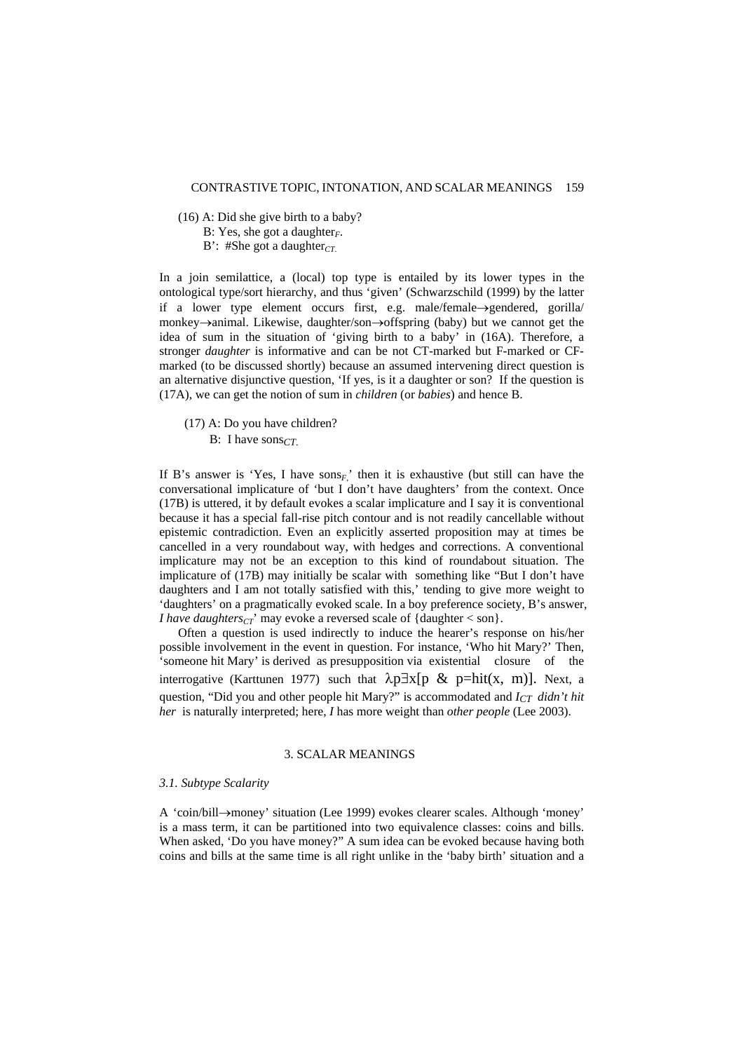(16) A: Did she give birth to a baby?
  B: Yes, she got a daughter$_F$.
  B': #She got a daughter$_{CT}$.

In a join semilattice, a (local) top type is entailed by its lower types in the ontological type/sort hierarchy, and thus 'given' (Schwarzschild (1999) by the latter if a lower type element occurs first, e.g. male/female→gendered, gorilla/ monkey→animal. Likewise, daughter/son→offspring (baby) but we cannot get the idea of sum in the situation of 'giving birth to a baby' in (16A). Therefore, a stronger *daughter* is informative and can be not CT-marked but F-marked or CF-marked (to be discussed shortly) because an assumed intervening direct question is an alternative disjunctive question, 'If yes, is it a daughter or son? If the question is (17A), we can get the notion of sum in *children* (or *babies*) and hence B.

(17) A: Do you have children?
  B: I have sons$_{CT}$.

If B's answer is 'Yes, I have sons$_F$.' then it is exhaustive (but still can have the conversational implicature of 'but I don't have daughters' from the context. Once (17B) is uttered, it by default evokes a scalar implicature and I say it is conventional because it has a special fall-rise pitch contour and is not readily cancellable without epistemic contradiction. Even an explicitly asserted proposition may at times be cancelled in a very roundabout way, with hedges and corrections. A conventional implicature may not be an exception to this kind of roundabout situation. The implicature of (17B) may initially be scalar with something like "But I don't have daughters and I am not totally satisfied with this,' tending to give more weight to 'daughters' on a pragmatically evoked scale. In a boy preference society, B's answer, *I have daughters$_{CT}$*' may evoke a reversed scale of {daughter < son}.

Often a question is used indirectly to induce the hearer's response on his/her possible involvement in the event in question. For instance, 'Who hit Mary?' Then, 'someone hit Mary' is derived as presupposition via existential closure of the interrogative (Karttunen 1977) such that $\lambda p\exists x[p \ \& \ p=hit(x, m)]$. Next, a question, "Did you and other people hit Mary?" is accommodated and *I$_{CT}$ didn't hit her* is naturally interpreted; here, *I* has more weight than *other people* (Lee 2003).

## 3. SCALAR MEANINGS

### *3.1. Subtype Scalarity*

A 'coin/bill→money' situation (Lee 1999) evokes clearer scales. Although 'money' is a mass term, it can be partitioned into two equivalence classes: coins and bills. When asked, 'Do you have money?" A sum idea can be evoked because having both coins and bills at the same time is all right unlike in the 'baby birth' situation and a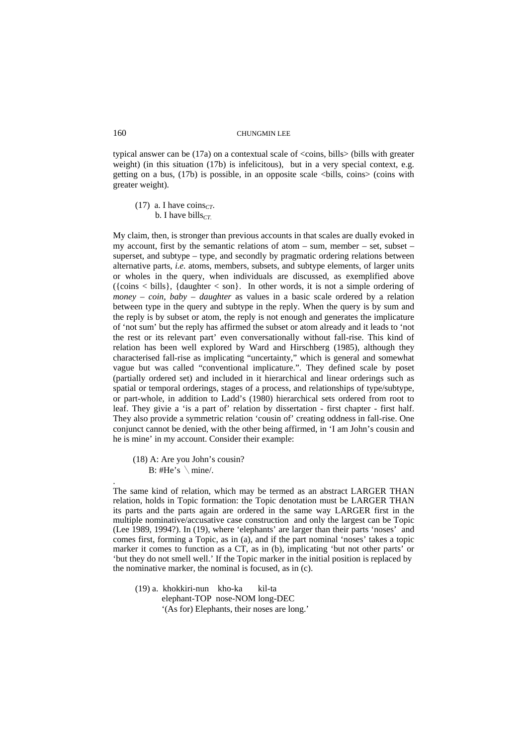typical answer can be (17a) on a contextual scale of <coins, bills> (bills with greater weight) (in this situation (17b) is infelicitous), but in a very special context, e.g. getting on a bus, (17b) is possible, in an opposite scale <bills, coins> (coins with greater weight).

(17) a. I have coins$_{CT}$.
 b. I have bills$_{CT.}$

My claim, then, is stronger than previous accounts in that scales are dually evoked in my account, first by the semantic relations of atom – sum, member – set, subset – superset, and subtype – type, and secondly by pragmatic ordering relations between alternative parts, *i.e.* atoms, members, subsets, and subtype elements, of larger units or wholes in the query, when individuals are discussed, as exemplified above ({coins < bills}, {daughter < son}. In other words, it is not a simple ordering of *money – coin, baby – daughter* as values in a basic scale ordered by a relation between type in the query and subtype in the reply. When the query is by sum and the reply is by subset or atom, the reply is not enough and generates the implicature of 'not sum' but the reply has affirmed the subset or atom already and it leads to 'not the rest or its relevant part' even conversationally without fall-rise. This kind of relation has been well explored by Ward and Hirschberg (1985), although they characterised fall-rise as implicating "uncertainty," which is general and somewhat vague but was called "conventional implicature.". They defined scale by poset (partially ordered set) and included in it hierarchical and linear orderings such as spatial or temporal orderings, stages of a process, and relationships of type/subtype, or part-whole, in addition to Ladd's (1980) hierarchical sets ordered from root to leaf. They givie a 'is a part of' relation by dissertation - first chapter - first half. They also provide a symmetric relation 'cousin of' creating oddness in fall-rise. One conjunct cannot be denied, with the other being affirmed, in 'I am John's cousin and he is mine' in my account. Consider their example:

(18) A: Are you John's cousin?
 B: #He's ＼mine/.

.
The same kind of relation, which may be termed as an abstract LARGER THAN relation, holds in Topic formation: the Topic denotation must be LARGER THAN its parts and the parts again are ordered in the same way LARGER first in the multiple nominative/accusative case construction and only the largest can be Topic (Lee 1989, 1994?). In (19), where 'elephants' are larger than their parts 'noses' and comes first, forming a Topic, as in (a), and if the part nominal 'noses' takes a topic marker it comes to function as a CT, as in (b), implicating 'but not other parts' or 'but they do not smell well.' If the Topic marker in the initial position is replaced by the nominative marker, the nominal is focused, as in (c).

(19) a. khokkiri-nun kho-ka kil-ta
 elephant-TOP nose-NOM long-DEC
 '(As for) Elephants, their noses are long.'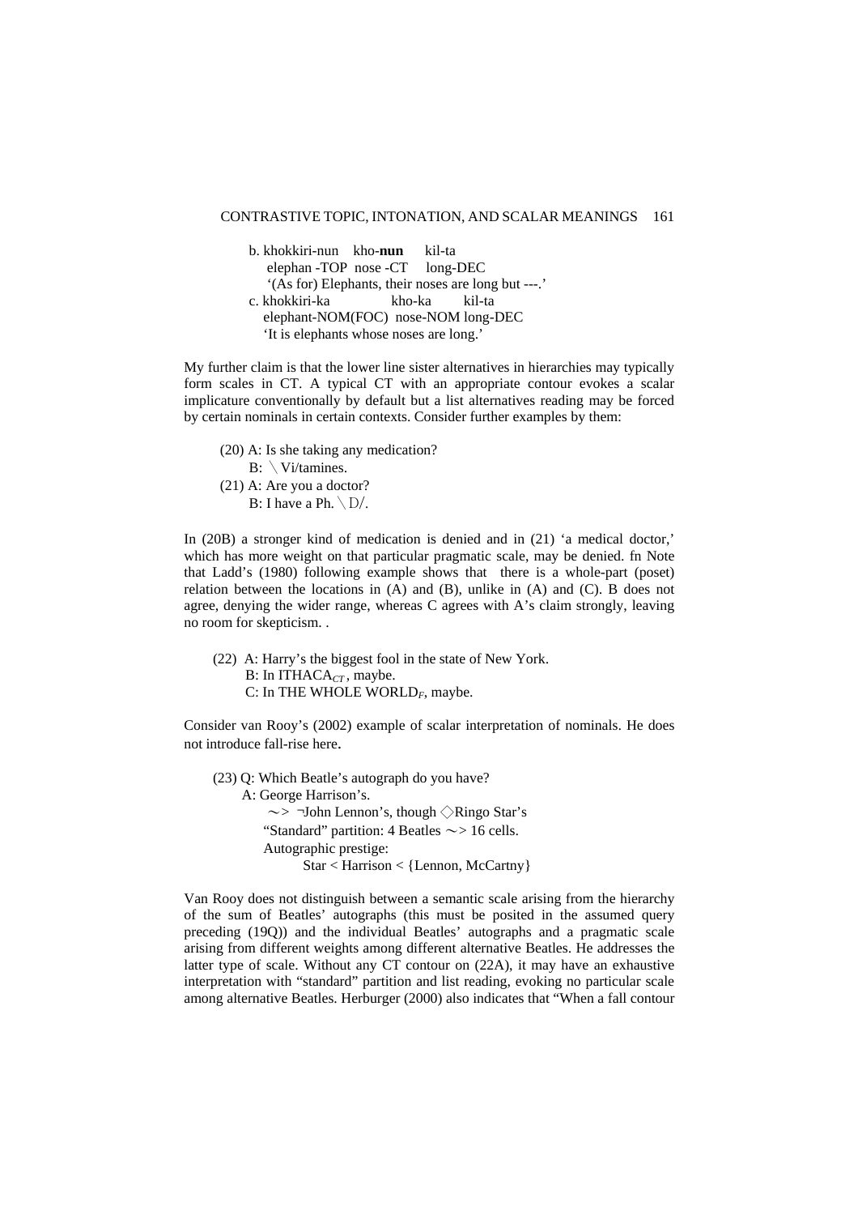b. khokkiri-nun kho-**nun** kil-ta
   elephan -TOP nose -CT long-DEC
   '(As for) Elephants, their noses are long but ---.'

c. khokkiri-ka kho-ka kil-ta
   elephant-NOM(FOC) nose-NOM long-DEC
   'It is elephants whose noses are long.'

My further claim is that the lower line sister alternatives in hierarchies may typically form scales in CT. A typical CT with an appropriate contour evokes a scalar implicature conventionally by default but a list alternatives reading may be forced by certain nominals in certain contexts. Consider further examples by them:

(20) A: Is she taking any medication?
   B: ＼Vi/tamines.

(21) A: Are you a doctor?
   B: I have a Ph. ＼D/.

In (20B) a stronger kind of medication is denied and in (21) 'a medical doctor,' which has more weight on that particular pragmatic scale, may be denied. fn Note that Ladd's (1980) following example shows that there is a whole-part (poset) relation between the locations in (A) and (B), unlike in (A) and (C). B does not agree, denying the wider range, whereas C agrees with A's claim strongly, leaving no room for skepticism. .

(22) A: Harry's the biggest fool in the state of New York.
   B: In ITHACA$_{CT}$, maybe.
   C: In THE WHOLE WORLD$_{F}$, maybe.

Consider van Rooy's (2002) example of scalar interpretation of nominals. He does not introduce fall-rise here.

(23) Q: Which Beatle's autograph do you have?
   A: George Harrison's.
      ~> ¬John Lennon's, though ◇Ringo Star's
      "Standard" partition: 4 Beatles ~> 16 cells.
      Autographic prestige:
         Star < Harrison < {Lennon, McCartny}

Van Rooy does not distinguish between a semantic scale arising from the hierarchy of the sum of Beatles' autographs (this must be posited in the assumed query preceding (19Q)) and the individual Beatles' autographs and a pragmatic scale arising from different weights among different alternative Beatles. He addresses the latter type of scale. Without any CT contour on (22A), it may have an exhaustive interpretation with "standard" partition and list reading, evoking no particular scale among alternative Beatles. Herburger (2000) also indicates that "When a fall contour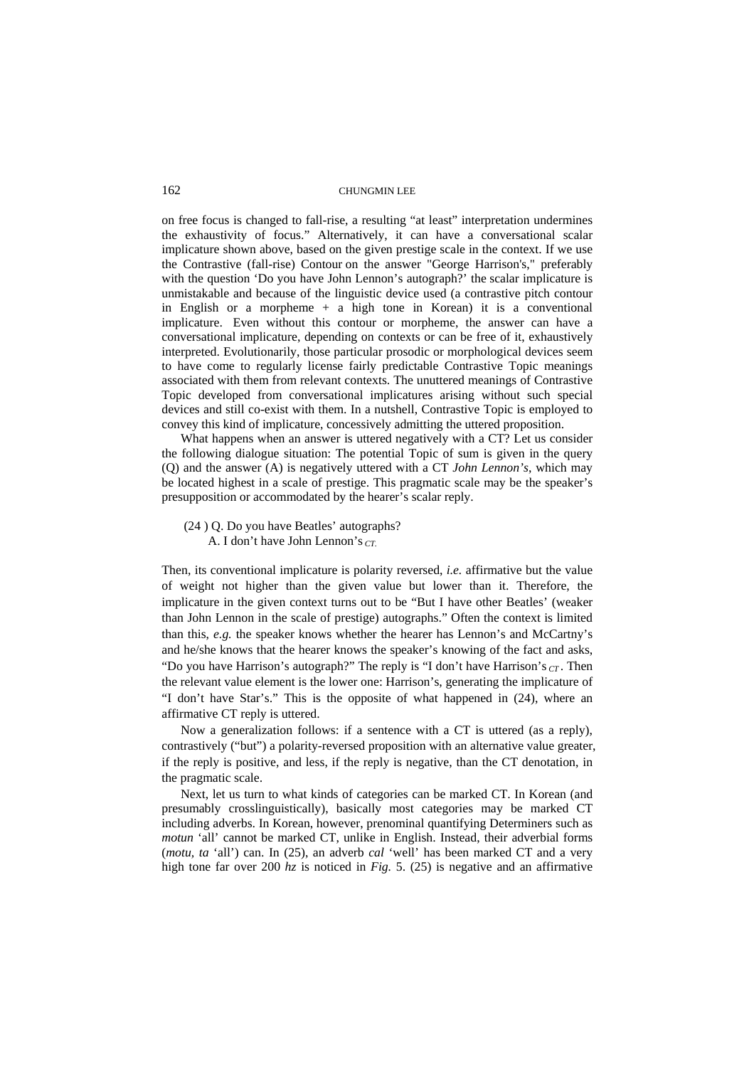on free focus is changed to fall-rise, a resulting "at least" interpretation undermines the exhaustivity of focus." Alternatively, it can have a conversational scalar implicature shown above, based on the given prestige scale in the context. If we use the Contrastive (fall-rise) Contour on the answer "George Harrison's," preferably with the question 'Do you have John Lennon's autograph?' the scalar implicature is unmistakable and because of the linguistic device used (a contrastive pitch contour in English or a morpheme + a high tone in Korean) it is a conventional implicature. Even without this contour or morpheme, the answer can have a conversational implicature, depending on contexts or can be free of it, exhaustively interpreted. Evolutionarily, those particular prosodic or morphological devices seem to have come to regularly license fairly predictable Contrastive Topic meanings associated with them from relevant contexts. The unuttered meanings of Contrastive Topic developed from conversational implicatures arising without such special devices and still co-exist with them. In a nutshell, Contrastive Topic is employed to convey this kind of implicature, concessively admitting the uttered proposition.

What happens when an answer is uttered negatively with a CT? Let us consider the following dialogue situation: The potential Topic of sum is given in the query (Q) and the answer (A) is negatively uttered with a CT *John Lennon's*, which may be located highest in a scale of prestige. This pragmatic scale may be the speaker's presupposition or accommodated by the hearer's scalar reply.

(24 ) Q. Do you have Beatles' autographs?
A. I don't have John Lennon's $_{CT.}$

Then, its conventional implicature is polarity reversed, *i.e.* affirmative but the value of weight not higher than the given value but lower than it. Therefore, the implicature in the given context turns out to be "But I have other Beatles' (weaker than John Lennon in the scale of prestige) autographs." Often the context is limited than this, *e.g.* the speaker knows whether the hearer has Lennon's and McCartny's and he/she knows that the hearer knows the speaker's knowing of the fact and asks, "Do you have Harrison's autograph?" The reply is "I don't have Harrison's $_{CT}$. Then the relevant value element is the lower one: Harrison's, generating the implicature of "I don't have Star's." This is the opposite of what happened in (24), where an affirmative CT reply is uttered.

Now a generalization follows: if a sentence with a CT is uttered (as a reply), contrastively ("but") a polarity-reversed proposition with an alternative value greater, if the reply is positive, and less, if the reply is negative, than the CT denotation, in the pragmatic scale.

Next, let us turn to what kinds of categories can be marked CT. In Korean (and presumably crosslinguistically), basically most categories may be marked CT including adverbs. In Korean, however, prenominal quantifying Determiners such as *motun* 'all' cannot be marked CT, unlike in English. Instead, their adverbial forms (*motu, ta* 'all') can. In (25), an adverb *cal* 'well' has been marked CT and a very high tone far over 200 *hz* is noticed in *Fig.* 5. (25) is negative and an affirmative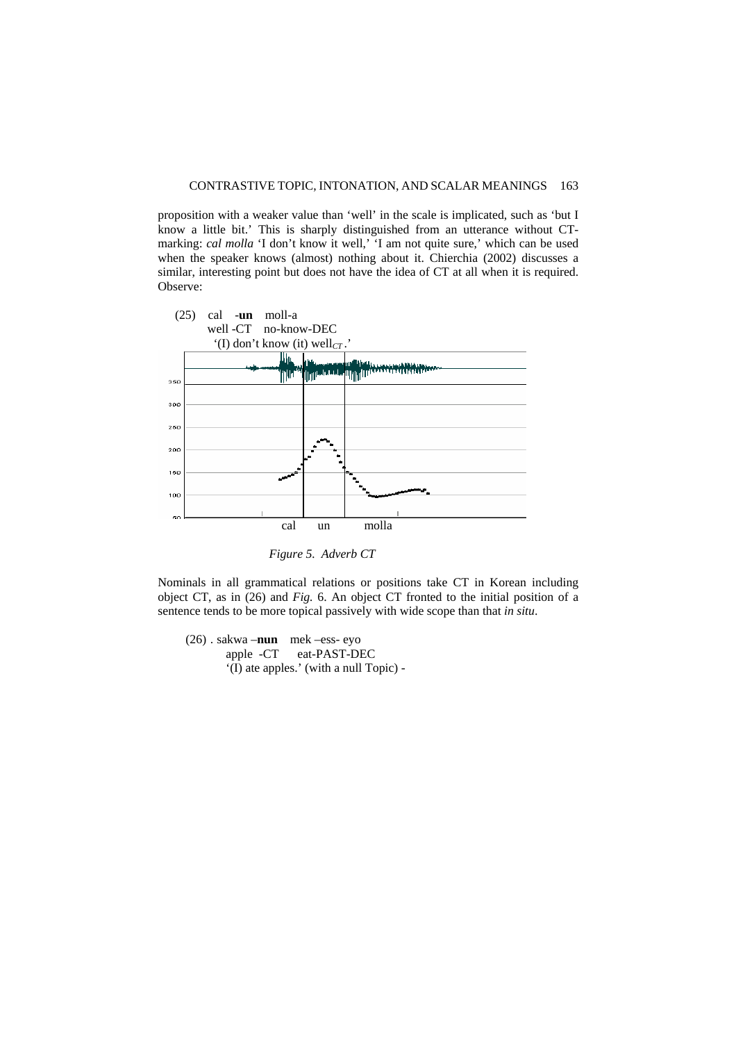proposition with a weaker value than 'well' in the scale is implicated, such as 'but I know a little bit.' This is sharply distinguished from an utterance without CT-marking: *cal molla* 'I don't know it well,' 'I am not quite sure,' which can be used when the speaker knows (almost) nothing about it. Chierchia (2002) discusses a similar, interesting point but does not have the idea of CT at all when it is required. Observe:

(25) cal **-un** moll-a
well -CT no-know-DEC
'(I) don't know (it) well$_{CT}$.'

*Figure 5. Adverb CT*

Nominals in all grammatical relations or positions take CT in Korean including object CT, as in (26) and *Fig.* 6. An object CT fronted to the initial position of a sentence tends to be more topical passively with wide scope than that *in situ*.

(26) . sakwa –**nun** mek –ess- eyo
apple -CT eat-PAST-DEC
'(I) ate apples.' (with a null Topic) -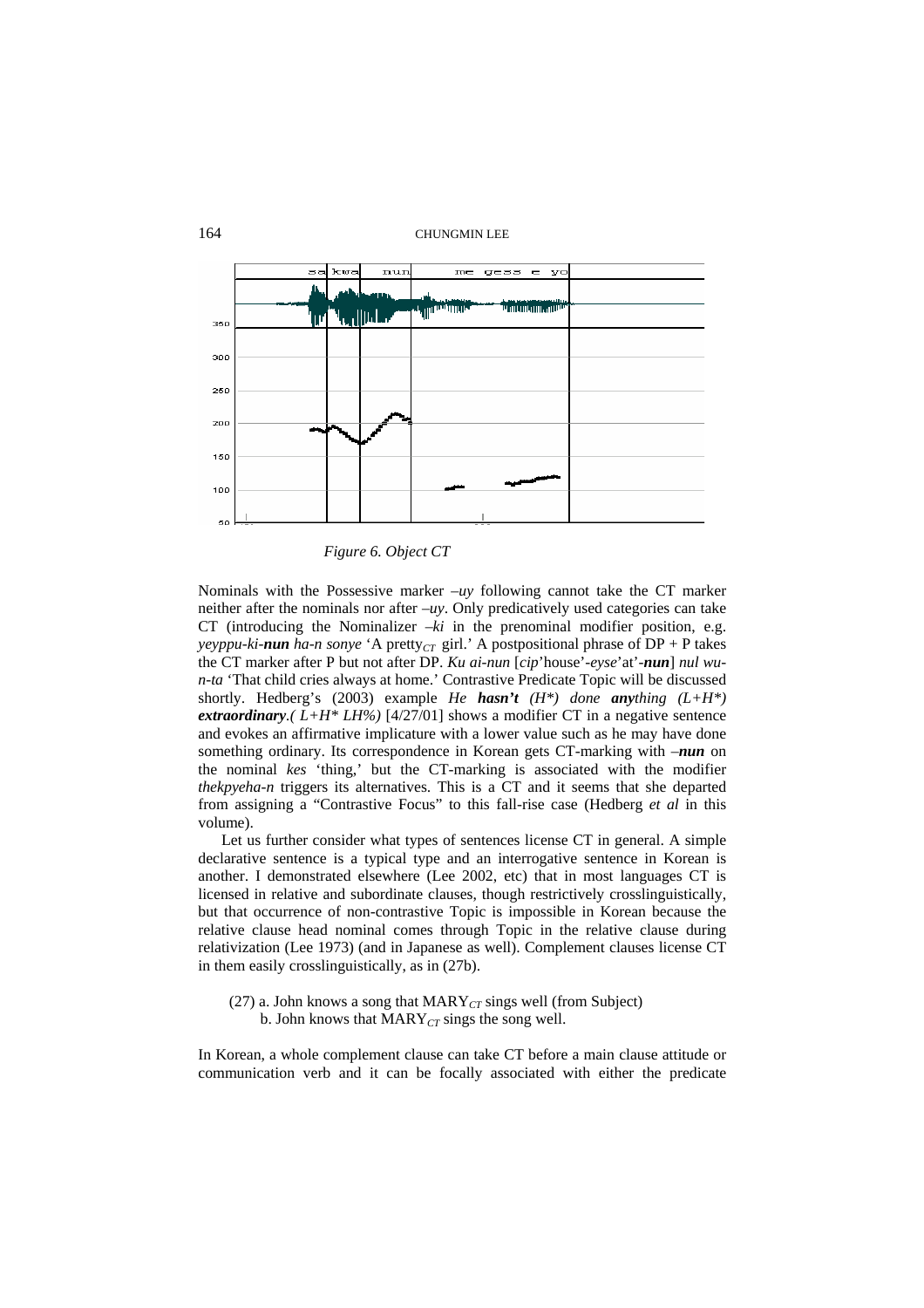*Figure 6. Object CT*

Nominals with the Possessive marker *–uy* following cannot take the CT marker neither after the nominals nor after *–uy*. Only predicatively used categories can take CT (introducing the Nominalizer *–ki* in the prenominal modifier position, e.g. *yeyppu-ki-**nun** ha-n sonye* 'A pretty$_{CT}$ girl.' A postpositional phrase of DP + P takes the CT marker after P but not after DP. *Ku ai-nun* [*cip*'house'*-eyse*'at'*-**nun***] *nul wu-n-ta* 'That child cries always at home.' Contrastive Predicate Topic will be discussed shortly. Hedberg's (2003) example *He **hasn't** (H\*) done **any**thing (L+H\*) **extraordinary**.( L+H\* LH%)* [4/27/01] shows a modifier CT in a negative sentence and evokes an affirmative implicature with a lower value such as he may have done something ordinary. Its correspondence in Korean gets CT-marking with *–**nun*** on the nominal *kes* 'thing,' but the CT-marking is associated with the modifier *thekpyeha-n* triggers its alternatives. This is a CT and it seems that she departed from assigning a "Contrastive Focus" to this fall-rise case (Hedberg *et al* in this volume).

Let us further consider what types of sentences license CT in general. A simple declarative sentence is a typical type and an interrogative sentence in Korean is another. I demonstrated elsewhere (Lee 2002, etc) that in most languages CT is licensed in relative and subordinate clauses, though restrictively crosslinguistically, but that occurrence of non-contrastive Topic is impossible in Korean because the relative clause head nominal comes through Topic in the relative clause during relativization (Lee 1973) (and in Japanese as well). Complement clauses license CT in them easily crosslinguistically, as in (27b).

(27) a. John knows a song that MARY$_{CT}$ sings well (from Subject)
 b. John knows that MARY$_{CT}$ sings the song well.

In Korean, a whole complement clause can take CT before a main clause attitude or communication verb and it can be focally associated with either the predicate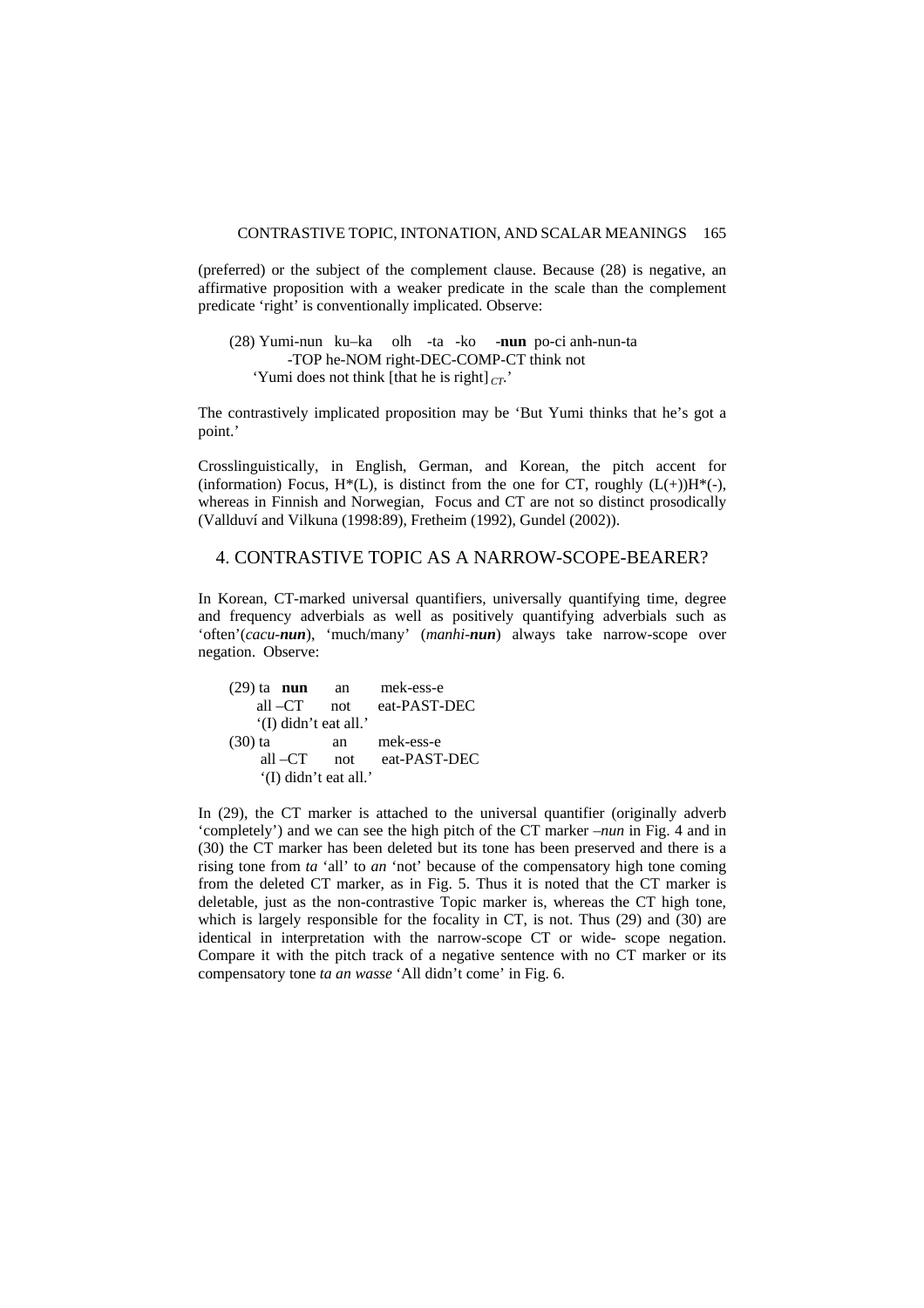(preferred) or the subject of the complement clause. Because (28) is negative, an affirmative proposition with a weaker predicate in the scale than the complement predicate 'right' is conventionally implicated. Observe:

(28) Yumi-nun ku–ka olh -ta -ko -**nun** po-ci anh-nun-ta
-TOP he-NOM right-DEC-COMP-CT think not
'Yumi does not think [that he is right]$_{CT}$.'

The contrastively implicated proposition may be 'But Yumi thinks that he's got a point.'

Crosslinguistically, in English, German, and Korean, the pitch accent for (information) Focus, H*(L), is distinct from the one for CT, roughly (L(+))H*(-), whereas in Finnish and Norwegian, Focus and CT are not so distinct prosodically (Vallduví and Vilkuna (1998:89), Fretheim (1992), Gundel (2002)).

## 4. CONTRASTIVE TOPIC AS A NARROW-SCOPE-BEARER?

In Korean, CT-marked universal quantifiers, universally quantifying time, degree and frequency adverbials as well as positively quantifying adverbials such as 'often'(*cacu-**nun***), 'much/many' (*manhi-**nun***) always take narrow-scope over negation. Observe:

(29) ta **nun** an mek-ess-e
all –CT not eat-PAST-DEC
'(I) didn't eat all.'

(30) ta an mek-ess-e
all –CT not eat-PAST-DEC
'(I) didn't eat all.'

In (29), the CT marker is attached to the universal quantifier (originally adverb 'completely') and we can see the high pitch of the CT marker *–nun* in Fig. 4 and in (30) the CT marker has been deleted but its tone has been preserved and there is a rising tone from *ta* 'all' to *an* 'not' because of the compensatory high tone coming from the deleted CT marker, as in Fig. 5. Thus it is noted that the CT marker is deletable, just as the non-contrastive Topic marker is, whereas the CT high tone, which is largely responsible for the focality in CT, is not. Thus (29) and (30) are identical in interpretation with the narrow-scope CT or wide- scope negation. Compare it with the pitch track of a negative sentence with no CT marker or its compensatory tone *ta an wasse* 'All didn't come' in Fig. 6.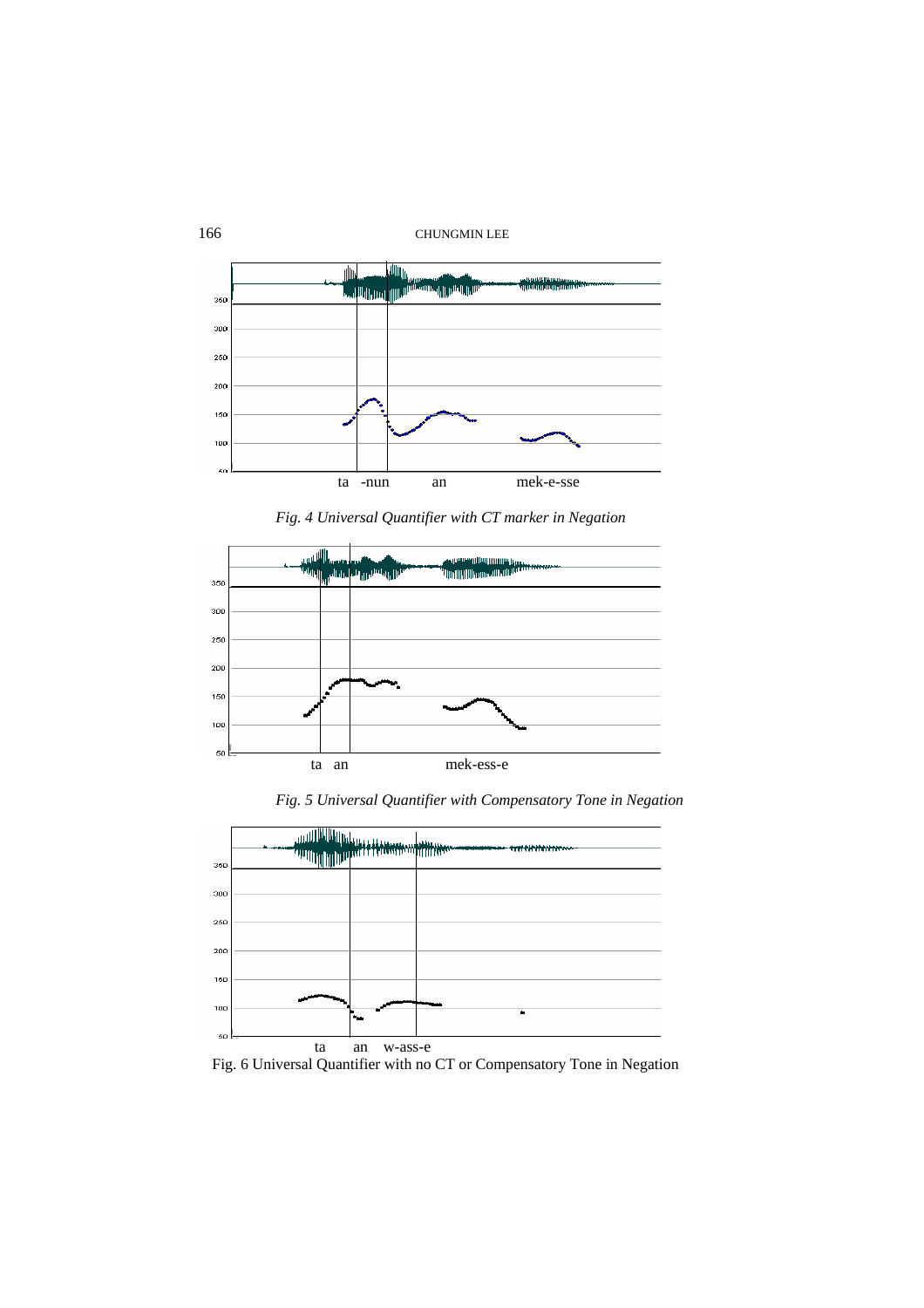ta -nun an mek-e-sse

*Fig. 4 Universal Quantifier with CT marker in Negation*

ta an mek-ess-e

*Fig. 5 Universal Quantifier with Compensatory Tone in Negation*

ta an w-ass-e

Fig. 6 Universal Quantifier with no CT or Compensatory Tone in Negation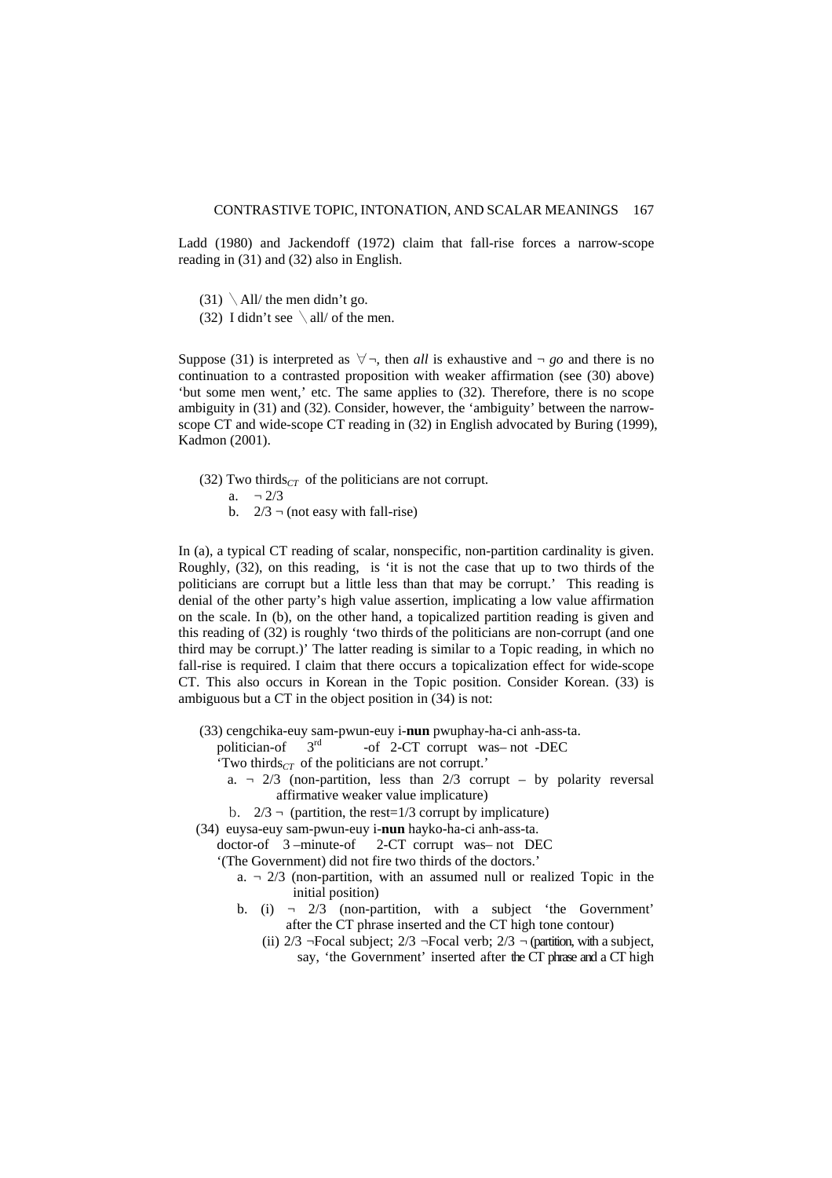Ladd (1980) and Jackendoff (1972) claim that fall-rise forces a narrow-scope reading in (31) and (32) also in English.

(31) \All/ the men didn't go.

(32) I didn't see \all/ of the men.

Suppose (31) is interpreted as ∀¬, then *all* is exhaustive and ¬ *go* and there is no continuation to a contrasted proposition with weaker affirmation (see (30) above) 'but some men went,' etc. The same applies to (32). Therefore, there is no scope ambiguity in (31) and (32). Consider, however, the 'ambiguity' between the narrow-scope CT and wide-scope CT reading in (32) in English advocated by Buring (1999), Kadmon (2001).

(32) Two thirds$_{CT}$ of the politicians are not corrupt.

  a. ¬ 2/3
  b. 2/3 ¬ (not easy with fall-rise)

In (a), a typical CT reading of scalar, nonspecific, non-partition cardinality is given. Roughly, (32), on this reading, is 'it is not the case that up to two thirds of the politicians are corrupt but a little less than that may be corrupt.' This reading is denial of the other party's high value assertion, implicating a low value affirmation on the scale. In (b), on the other hand, a topicalized partition reading is given and this reading of (32) is roughly 'two thirds of the politicians are non-corrupt (and one third may be corrupt.)' The latter reading is similar to a Topic reading, in which no fall-rise is required. I claim that there occurs a topicalization effect for wide-scope CT. This also occurs in Korean in the Topic position. Consider Korean. (33) is ambiguous but a CT in the object position in (34) is not:

(33) cengchika-euy sam-pwun-euy i-**nun** pwuphay-ha-ci anh-ass-ta.
  politician-of 3[rd] -of 2-CT corrupt was– not -DEC
  'Two thirds$_{CT}$ of the politicians are not corrupt.'

  a. ¬ 2/3 (non-partition, less than 2/3 corrupt – by polarity reversal affirmative weaker value implicature)
  b. 2/3 ¬ (partition, the rest=1/3 corrupt by implicature)

(34) euysa-euy sam-pwun-euy i-**nun** hayko-ha-ci anh-ass-ta.
  doctor-of 3 –minute-of 2-CT corrupt was– not DEC
  '(The Government) did not fire two thirds of the doctors.'

  a. ¬ 2/3 (non-partition, with an assumed null or realized Topic in the initial position)
  b. (i) ¬ 2/3 (non-partition, with a subject 'the Government' after the CT phrase inserted and the CT high tone contour)
    (ii) 2/3 ¬Focal subject; 2/3 ¬Focal verb; 2/3 ¬ (partition, with a subject, say, 'the Government' inserted after the CT phrase and a CT high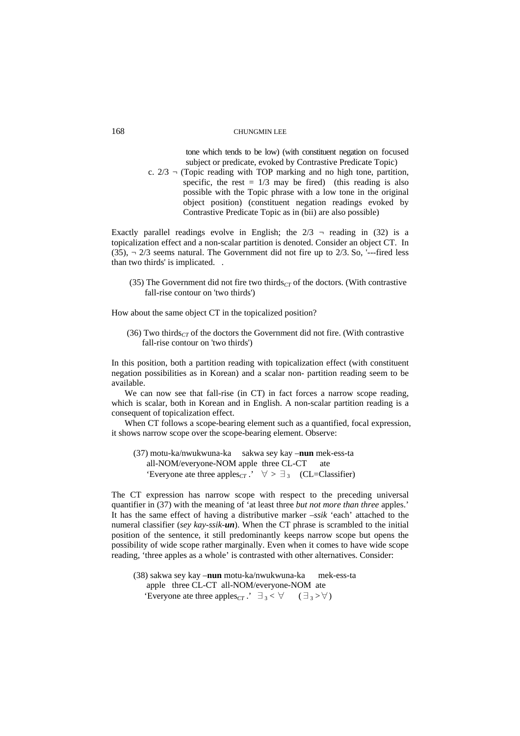tone which tends to be low) (with constituent negation on focused subject or predicate, evoked by Contrastive Predicate Topic)

c. 2/3 ¬ (Topic reading with TOP marking and no high tone, partition, specific, the rest = 1/3 may be fired) (this reading is also possible with the Topic phrase with a low tone in the original object position) (constituent negation readings evoked by Contrastive Predicate Topic as in (bii) are also possible)

Exactly parallel readings evolve in English; the 2/3 ¬ reading in (32) is a topicalization effect and a non-scalar partition is denoted. Consider an object CT. In (35), ¬ 2/3 seems natural. The Government did not fire up to 2/3. So, '---fired less than two thirds' is implicated. .

(35) The Government did not fire two thirds$_{CT}$ of the doctors. (With contrastive fall-rise contour on 'two thirds')

How about the same object CT in the topicalized position?

(36) Two thirds$_{CT}$ of the doctors the Government did not fire. (With contrastive fall-rise contour on 'two thirds')

In this position, both a partition reading with topicalization effect (with constituent negation possibilities as in Korean) and a scalar non- partition reading seem to be available.

We can now see that fall-rise (in CT) in fact forces a narrow scope reading, which is scalar, both in Korean and in English. A non-scalar partition reading is a consequent of topicalization effect.

When CT follows a scope-bearing element such as a quantified, focal expression, it shows narrow scope over the scope-bearing element. Observe:

(37) motu-ka/nwukwuna-ka sakwa sey kay –**nun** mek-ess-ta
all-NOM/everyone-NOM apple three CL-CT ate
'Everyone ate three apples$_{CT}$.' $\forall > \exists_3$ (CL=Classifier)

The CT expression has narrow scope with respect to the preceding universal quantifier in (37) with the meaning of 'at least three *but not more than three* apples.' It has the same effect of having a distributive marker *–ssik* 'each' attached to the numeral classifier (*sey kay-ssik-**un***). When the CT phrase is scrambled to the initial position of the sentence, it still predominantly keeps narrow scope but opens the possibility of wide scope rather marginally. Even when it comes to have wide scope reading, 'three apples as a whole' is contrasted with other alternatives. Consider:

(38) sakwa sey kay –**nun** motu-ka/nwukwuna-ka mek-ess-ta
apple three CL-CT all-NOM/everyone-NOM ate
'Everyone ate three apples$_{CT}$.' $\exists_3 < \forall$ ($\exists_3 > \forall$)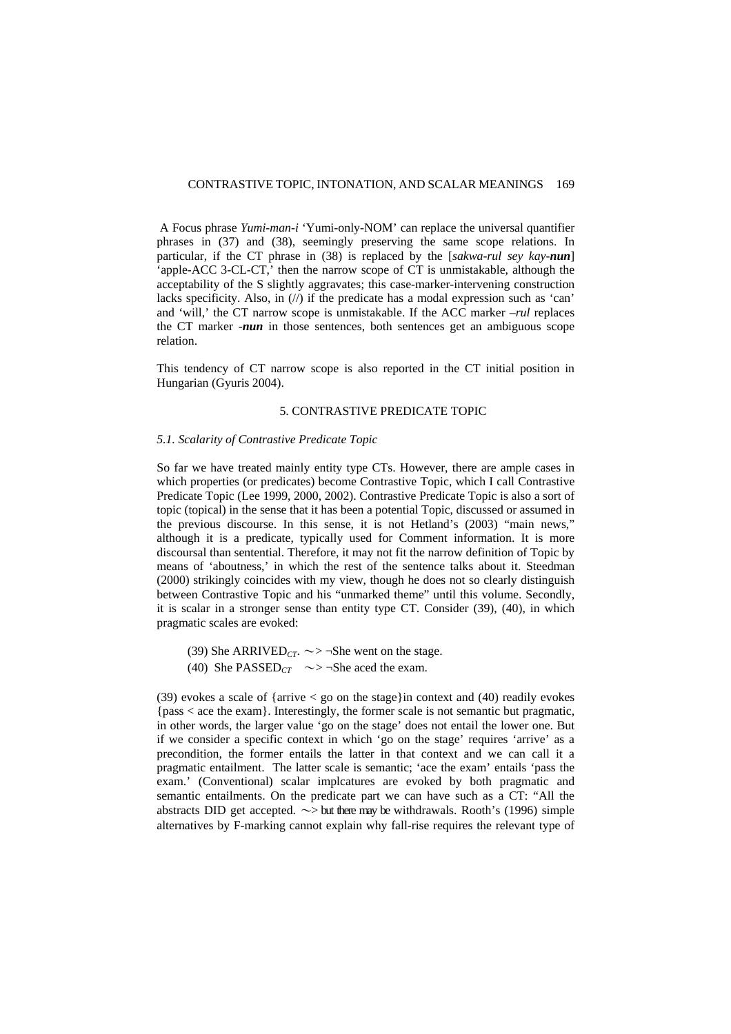A Focus phrase *Yumi-man-i* 'Yumi-only-NOM' can replace the universal quantifier phrases in (37) and (38), seemingly preserving the same scope relations. In particular, if the CT phrase in (38) is replaced by the [*sakwa-rul sey kay-**nun***] 'apple-ACC 3-CL-CT,' then the narrow scope of CT is unmistakable, although the acceptability of the S slightly aggravates; this case-marker-intervening construction lacks specificity. Also, in (//) if the predicate has a modal expression such as 'can' and 'will,' the CT narrow scope is unmistakable. If the ACC marker *–rul* replaces the CT marker *-**nun*** in those sentences, both sentences get an ambiguous scope relation.

This tendency of CT narrow scope is also reported in the CT initial position in Hungarian (Gyuris 2004).

## 5. CONTRASTIVE PREDICATE TOPIC

### *5.1. Scalarity of Contrastive Predicate Topic*

So far we have treated mainly entity type CTs. However, there are ample cases in which properties (or predicates) become Contrastive Topic, which I call Contrastive Predicate Topic (Lee 1999, 2000, 2002). Contrastive Predicate Topic is also a sort of topic (topical) in the sense that it has been a potential Topic, discussed or assumed in the previous discourse. In this sense, it is not Hetland's (2003) "main news," although it is a predicate, typically used for Comment information. It is more discoursal than sentential. Therefore, it may not fit the narrow definition of Topic by means of 'aboutness,' in which the rest of the sentence talks about it. Steedman (2000) strikingly coincides with my view, though he does not so clearly distinguish between Contrastive Topic and his "unmarked theme" until this volume. Secondly, it is scalar in a stronger sense than entity type CT. Consider (39), (40), in which pragmatic scales are evoked:

(39) She ARRIVED$_{CT}$. $\sim>$ ¬She went on the stage.

(40) She PASSED$_{CT}$ $\sim>$ ¬She aced the exam.

(39) evokes a scale of {arrive < go on the stage}in context and (40) readily evokes {pass < ace the exam}. Interestingly, the former scale is not semantic but pragmatic, in other words, the larger value 'go on the stage' does not entail the lower one. But if we consider a specific context in which 'go on the stage' requires 'arrive' as a precondition, the former entails the latter in that context and we can call it a pragmatic entailment. The latter scale is semantic; 'ace the exam' entails 'pass the exam.' (Conventional) scalar implcatures are evoked by both pragmatic and semantic entailments. On the predicate part we can have such as a CT: "All the abstracts DID get accepted. $\sim>$ but there may be withdrawals. Rooth's (1996) simple alternatives by F-marking cannot explain why fall-rise requires the relevant type of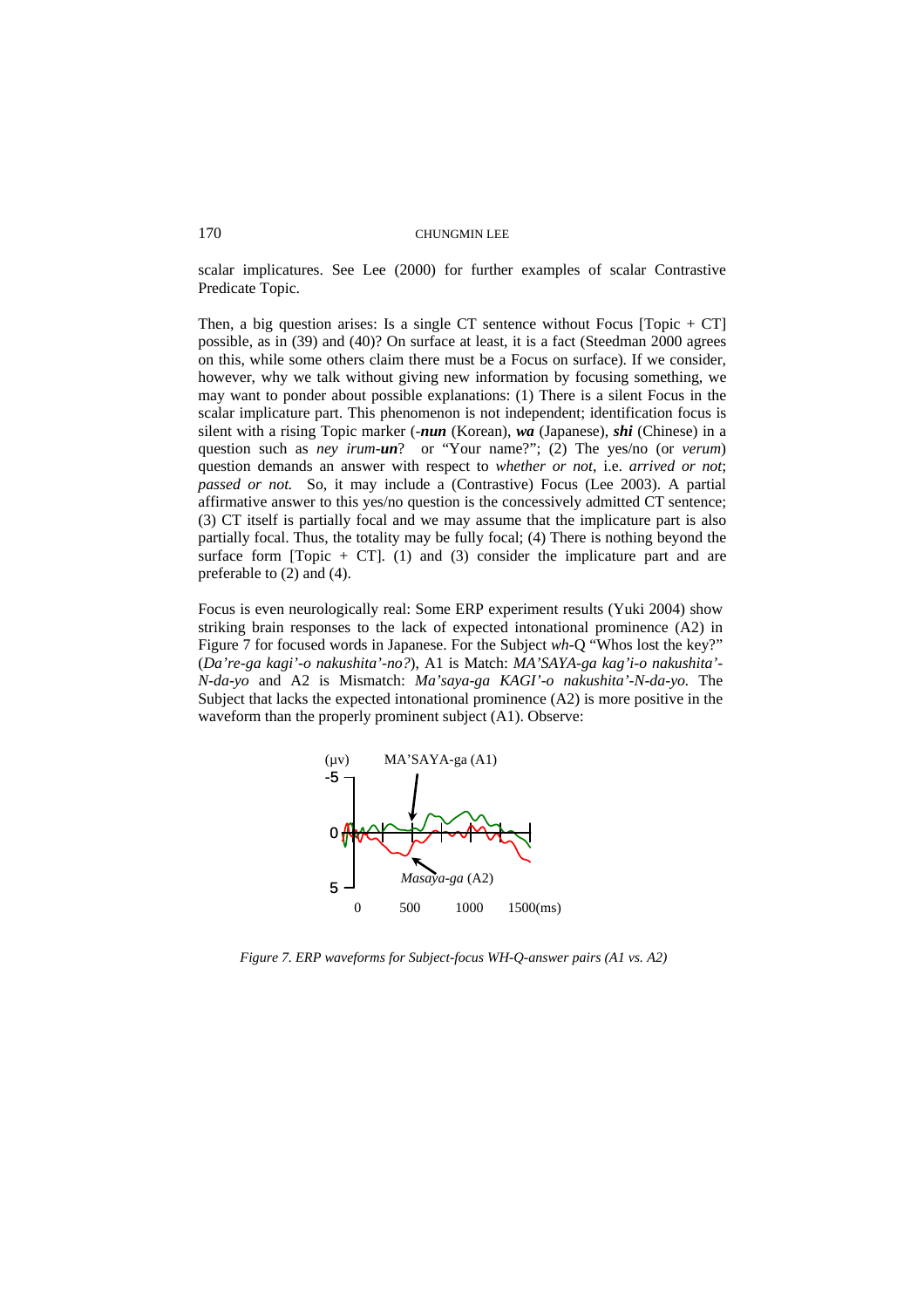scalar implicatures. See Lee (2000) for further examples of scalar Contrastive Predicate Topic.

Then, a big question arises: Is a single CT sentence without Focus [Topic + CT] possible, as in (39) and (40)? On surface at least, it is a fact (Steedman 2000 agrees on this, while some others claim there must be a Focus on surface). If we consider, however, why we talk without giving new information by focusing something, we may want to ponder about possible explanations: (1) There is a silent Focus in the scalar implicature part. This phenomenon is not independent; identification focus is silent with a rising Topic marker (-***nun*** (Korean), ***wa*** (Japanese), ***shi*** (Chinese) in a question such as *ney irum-**un***? or "Your name?"; (2) The yes/no (or *verum*) question demands an answer with respect to *whether or not*, i.e. *arrived or not*; *passed or not.* So, it may include a (Contrastive) Focus (Lee 2003). A partial affirmative answer to this yes/no question is the concessively admitted CT sentence; (3) CT itself is partially focal and we may assume that the implicature part is also partially focal. Thus, the totality may be fully focal; (4) There is nothing beyond the surface form [Topic + CT]. (1) and (3) consider the implicature part and are preferable to (2) and (4).

Focus is even neurologically real: Some ERP experiment results (Yuki 2004) show striking brain responses to the lack of expected intonational prominence (A2) in Figure 7 for focused words in Japanese. For the Subject *wh*-Q "Whos lost the key?" (*Da're-ga kagi'-o nakushita'-no?*), A1 is Match: *MA'SAYA-ga kag'i-o nakushita'-N-da-yo* and A2 is Mismatch: *Ma'saya-ga KAGI'-o nakushita'-N-da-yo.* The Subject that lacks the expected intonational prominence (A2) is more positive in the waveform than the properly prominent subject (A1). Observe:

*Figure 7. ERP waveforms for Subject-focus WH-Q-answer pairs (A1 vs. A2)*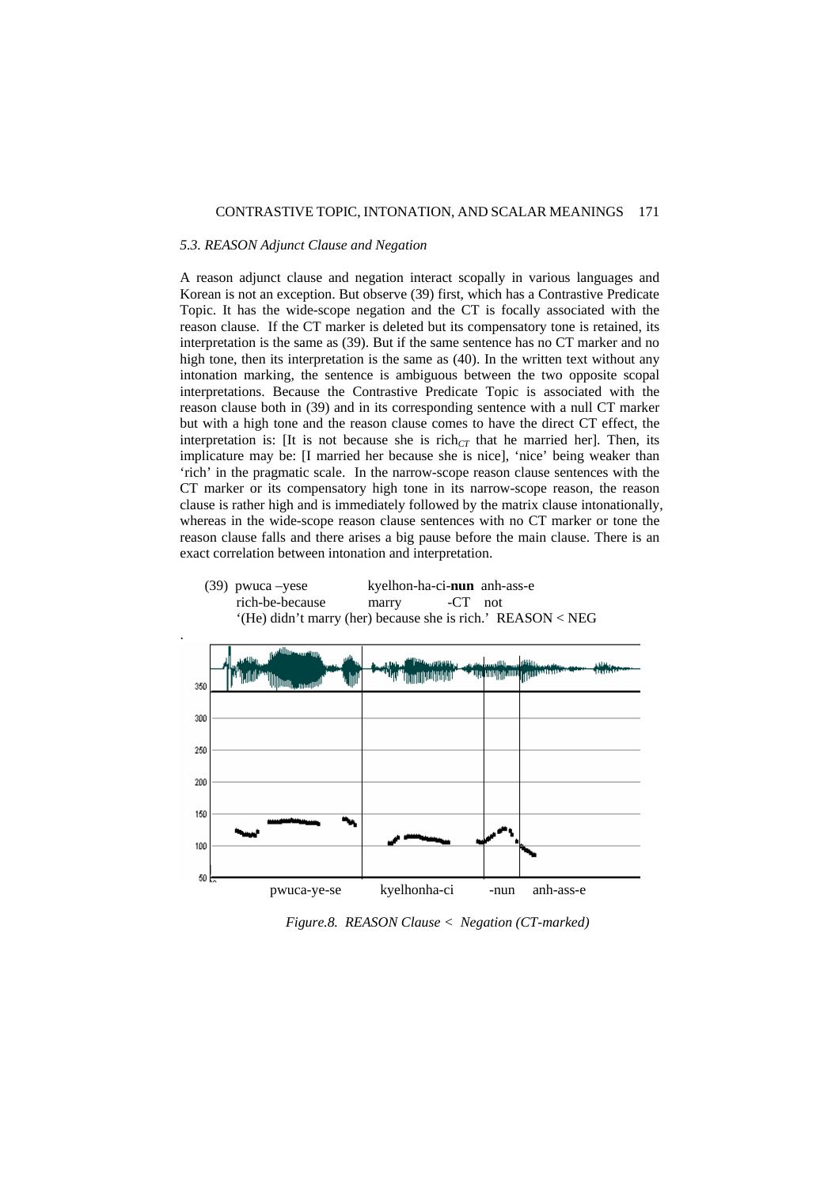### *5.3. REASON Adjunct Clause and Negation*

A reason adjunct clause and negation interact scopally in various languages and Korean is not an exception. But observe (39) first, which has a Contrastive Predicate Topic. It has the wide-scope negation and the CT is focally associated with the reason clause. If the CT marker is deleted but its compensatory tone is retained, its interpretation is the same as (39). But if the same sentence has no CT marker and no high tone, then its interpretation is the same as (40). In the written text without any intonation marking, the sentence is ambiguous between the two opposite scopal interpretations. Because the Contrastive Predicate Topic is associated with the reason clause both in (39) and in its corresponding sentence with a null CT marker but with a high tone and the reason clause comes to have the direct CT effect, the interpretation is: [It is not because she is $rich_{CT}$ that he married her]. Then, its implicature may be: [I married her because she is nice], 'nice' being weaker than 'rich' in the pragmatic scale. In the narrow-scope reason clause sentences with the CT marker or its compensatory high tone in its narrow-scope reason, the reason clause is rather high and is immediately followed by the matrix clause intonationally, whereas in the wide-scope reason clause sentences with no CT marker or tone the reason clause falls and there arises a big pause before the main clause. There is an exact correlation between intonation and interpretation.

(39) pwuca –yese kyelhon-ha-ci-**nun** anh-ass-e
rich-be-because marry -CT not
'(He) didn't marry (her) because she is rich.' REASON < NEG

pwuca-ye-se kyelhonha-ci -nun anh-ass-e

*Figure.8. REASON Clause < Negation (CT-marked)*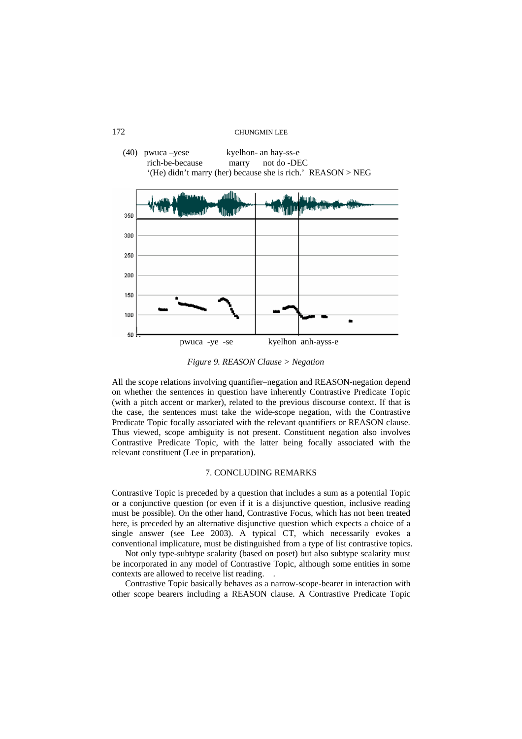(40) pwuca –yese kyelhon- an hay-ss-e
rich-be-because marry not do -DEC
'(He) didn't marry (her) because she is rich.' REASON > NEG

*Figure 9. REASON Clause > Negation*

All the scope relations involving quantifier–negation and REASON-negation depend on whether the sentences in question have inherently Contrastive Predicate Topic (with a pitch accent or marker), related to the previous discourse context. If that is the case, the sentences must take the wide-scope negation, with the Contrastive Predicate Topic focally associated with the relevant quantifiers or REASON clause. Thus viewed, scope ambiguity is not present. Constituent negation also involves Contrastive Predicate Topic, with the latter being focally associated with the relevant constituent (Lee in preparation).

## 7. CONCLUDING REMARKS

Contrastive Topic is preceded by a question that includes a sum as a potential Topic or a conjunctive question (or even if it is a disjunctive question, inclusive reading must be possible). On the other hand, Contrastive Focus, which has not been treated here, is preceded by an alternative disjunctive question which expects a choice of a single answer (see Lee 2003). A typical CT, which necessarily evokes a conventional implicature, must be distinguished from a type of list contrastive topics.

Not only type-subtype scalarity (based on poset) but also subtype scalarity must be incorporated in any model of Contrastive Topic, although some entities in some contexts are allowed to receive list reading. .

Contrastive Topic basically behaves as a narrow-scope-bearer in interaction with other scope bearers including a REASON clause. A Contrastive Predicate Topic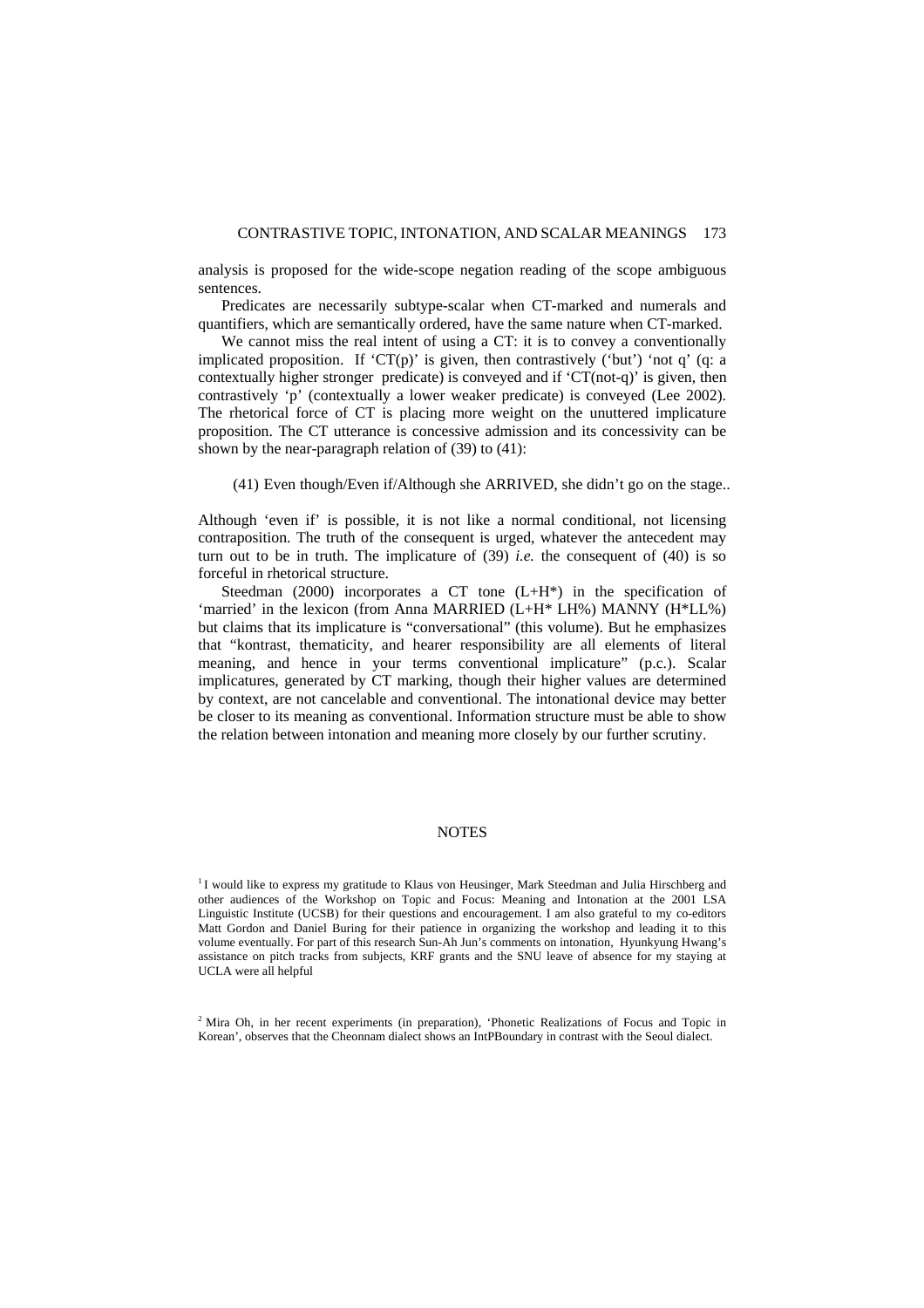analysis is proposed for the wide-scope negation reading of the scope ambiguous sentences.

Predicates are necessarily subtype-scalar when CT-marked and numerals and quantifiers, which are semantically ordered, have the same nature when CT-marked.

We cannot miss the real intent of using a CT: it is to convey a conventionally implicated proposition. If 'CT(p)' is given, then contrastively ('but') 'not q' (q: a contextually higher stronger predicate) is conveyed and if 'CT(not-q)' is given, then contrastively 'p' (contextually a lower weaker predicate) is conveyed (Lee 2002). The rhetorical force of CT is placing more weight on the unuttered implicature proposition. The CT utterance is concessive admission and its concessivity can be shown by the near-paragraph relation of (39) to (41):

(41) Even though/Even if/Although she ARRIVED, she didn't go on the stage..

Although 'even if' is possible, it is not like a normal conditional, not licensing contraposition. The truth of the consequent is urged, whatever the antecedent may turn out to be in truth. The implicature of (39) *i.e.* the consequent of (40) is so forceful in rhetorical structure.

Steedman (2000) incorporates a CT tone (L+H*) in the specification of 'married' in the lexicon (from Anna MARRIED (L+H* LH%) MANNY (H*LL%) but claims that its implicature is "conversational" (this volume). But he emphasizes that "kontrast, thematicity, and hearer responsibility are all elements of literal meaning, and hence in your terms conventional implicature" (p.c.). Scalar implicatures, generated by CT marking, though their higher values are determined by context, are not cancelable and conventional. The intonational device may better be closer to its meaning as conventional. Information structure must be able to show the relation between intonation and meaning more closely by our further scrutiny.

## NOTES

[1] I would like to express my gratitude to Klaus von Heusinger, Mark Steedman and Julia Hirschberg and other audiences of the Workshop on Topic and Focus: Meaning and Intonation at the 2001 LSA Linguistic Institute (UCSB) for their questions and encouragement. I am also grateful to my co-editors Matt Gordon and Daniel Buring for their patience in organizing the workshop and leading it to this volume eventually. For part of this research Sun-Ah Jun's comments on intonation, Hyunkyung Hwang's assistance on pitch tracks from subjects, KRF grants and the SNU leave of absence for my staying at UCLA were all helpful

[2] Mira Oh, in her recent experiments (in preparation), 'Phonetic Realizations of Focus and Topic in Korean', observes that the Cheonnam dialect shows an IntPBoundary in contrast with the Seoul dialect.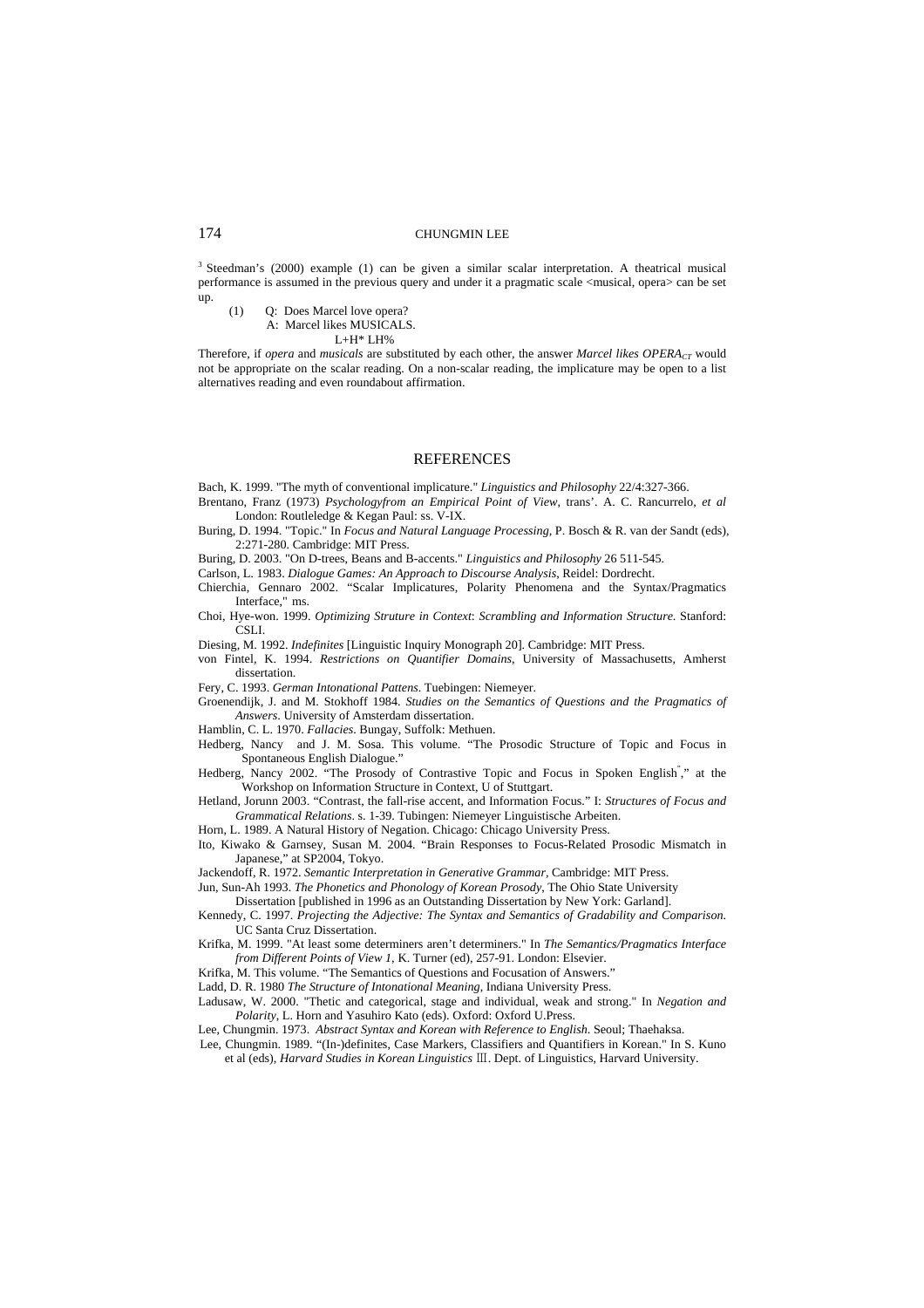[3] Steedman's (2000) example (1) can be given a similar scalar interpretation. A theatrical musical performance is assumed in the previous query and under it a pragmatic scale <musical, opera> can be set up.

(1) Q: Does Marcel love opera?
 A: Marcel likes MUSICALS.
 L+H* LH%

Therefore, if *opera* and *musicals* are substituted by each other, the answer *Marcel likes OPERA*$_{CT}$ would not be appropriate on the scalar reading. On a non-scalar reading, the implicature may be open to a list alternatives reading and even roundabout affirmation.

## REFERENCES

Bach, K. 1999. "The myth of conventional implicature." *Linguistics and Philosophy* 22/4:327-366.

Brentano, Franz (1973) *Psychologyfrom an Empirical Point of View*, trans'. A. C. Rancurrelo, *et al* London: Routleledge & Kegan Paul: ss. V-IX.

Buring, D. 1994. "Topic." In *Focus and Natural Language Processing*, P. Bosch & R. van der Sandt (eds), 2:271-280. Cambridge: MIT Press.

Buring, D. 2003. "On D-trees, Beans and B-accents." *Linguistics and Philosophy* 26 511-545.

Carlson, L. 1983. *Dialogue Games: An Approach to Discourse Analysis*, Reidel: Dordrecht.

Chierchia, Gennaro 2002. "Scalar Implicatures, Polarity Phenomena and the Syntax/Pragmatics Interface," ms.

Choi, Hye-won. 1999. *Optimizing Struture in Context*: *Scrambling and Information Structure*. Stanford: CSLI.

Diesing, M. 1992. *Indefinites* [Linguistic Inquiry Monograph 20]. Cambridge: MIT Press.

von Fintel, K. 1994. *Restrictions on Quantifier Domains*, University of Massachusetts, Amherst dissertation.

Fery, C. 1993. *German Intonational Pattens*. Tuebingen: Niemeyer.

Groenendijk, J. and M. Stokhoff 1984. *Studies on the Semantics of Questions and the Pragmatics of Answers*. University of Amsterdam dissertation.

Hamblin, C. L. 1970. *Fallacies*. Bungay, Suffolk: Methuen.

Hedberg, Nancy and J. M. Sosa. This volume. "The Prosodic Structure of Topic and Focus in Spontaneous English Dialogue."

Hedberg, Nancy 2002. "The Prosody of Contrastive Topic and Focus in Spoken English," at the Workshop on Information Structure in Context, U of Stuttgart.

Hetland, Jorunn 2003. "Contrast, the fall-rise accent, and Information Focus." I: *Structures of Focus and Grammatical Relations*. s. 1-39. Tubingen: Niemeyer Linguistische Arbeiten.

Horn, L. 1989. A Natural History of Negation. Chicago: Chicago University Press.

Ito, Kiwako & Garnsey, Susan M. 2004. "Brain Responses to Focus-Related Prosodic Mismatch in Japanese," at SP2004, Tokyo.

Jackendoff, R. 1972. *Semantic Interpretation in Generative Grammar*, Cambridge: MIT Press.

Jun, Sun-Ah 1993. *The Phonetics and Phonology of Korean Prosody*, The Ohio State University Dissertation [published in 1996 as an Outstanding Dissertation by New York: Garland].

Kennedy, C. 1997. *Projecting the Adjective: The Syntax and Semantics of Gradability and Comparison.* UC Santa Cruz Dissertation.

Krifka, M. 1999. "At least some determiners aren't determiners." In *The Semantics/Pragmatics Interface from Different Points of View 1*, K. Turner (ed), 257-91. London: Elsevier.

Krifka, M. This volume. "The Semantics of Questions and Focusation of Answers."

Ladd, D. R. 1980 *The Structure of Intonational Meaning*, Indiana University Press.

Ladusaw, W. 2000. "Thetic and categorical, stage and individual, weak and strong." In *Negation and Polarity*, L. Horn and Yasuhiro Kato (eds). Oxford: Oxford U.Press.

Lee, Chungmin. 1973. *Abstract Syntax and Korean with Reference to English*. Seoul; Thaehaksa.

Lee, Chungmin. 1989. "(In-)definites, Case Markers, Classifiers and Quantifiers in Korean." In S. Kuno et al (eds), *Harvard Studies in Korean Linguistics* Ⅲ. Dept. of Linguistics, Harvard University.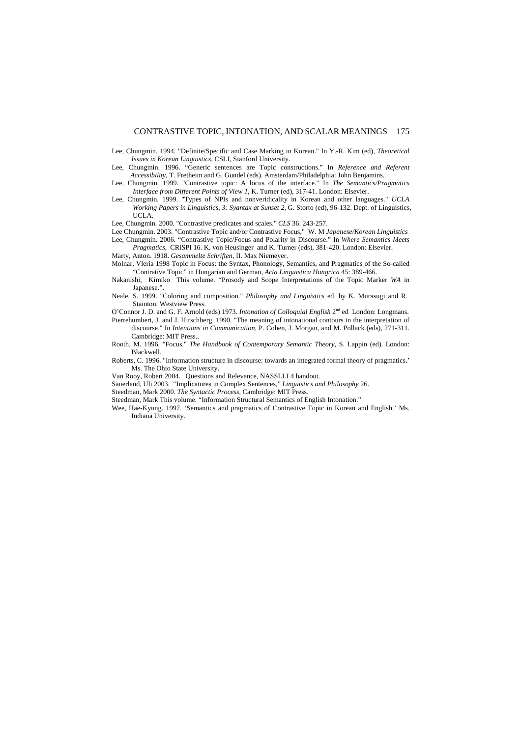Lee, Chungmin. 1994. "Definite/Specific and Case Marking in Korean." In Y.-R. Kim (ed), *Theoretical Issues in Korean Linguistics*, CSLI, Stanford University.

Lee, Chungmin. 1996. "Generic sentences are Topic constructions." In *Reference and Referent Accessibility*, T. Fretheim and G. Gundel (eds). Amsterdam/Philadelphia: John Benjamins.

Lee, Chungmin. 1999. "Contrastive topic: A locus of the interface." In *The Semantics/Pragmatics Interface from Different Points of View 1*, K. Turner (ed), 317-41. London: Elsevier.

Lee, Chungmin. 1999. "Types of NPIs and nonveridicality in Korean and other languages." *UCLA Working Papers in Linguistics, 3: Syantax at Sunset 2*, G. Storto (ed), 96-132. Dept. of Linguistics, UCLA.

Lee, Chungmin. 2000. "Contrastive predicates and scales." *CLS* 36. 243-257.

Lee Chungmin. 2003. "Contrastive Topic and/or Contrastive Focus," W. M *Japanese/Korean Linguistics*

Lee, Chungmin. 2006. "Contrastive Topic/Focus and Polarity in Discourse." In *Where Semantics Meets Pragmatics*, CRiSPI 16. K. von Heusinger and K. Turner (eds), 381-420. London: Elsevier.

Marty, Anton. 1918. *Gesammelte Schriften*, II. Max Niemeyer.

Molnar, Vleria 1998 Topic in Focus: the Syntax, Phonology, Semantics, and Pragmatics of the So-called "Contrative Topic" in Hungarian and German, *Acta Linguistica Hungrica* 45: 389-466.

Nakanishi, Kimiko This volume. "Prosody and Scope Interpretations of the Topic Marker *WA* in Japanese.".

Neale, S. 1999. "Coloring and composition." *Philosophy and Linguistics* ed. by K. Murasugi and R. Stainton. Westview Press.

O'Connor J. D. and G. F. Arnold (eds) 1973. *Intonation of Colloquial English* 2nd ed London: Longmans.

Pierrehumbert, J. and J. Hirschberg. 1990. "The meaning of intonational contours in the interpretation of discourse." In *Intentions in Communication*, P. Cohen, J. Morgan, and M. Pollack (eds), 271-311. Cambridge: MIT Press..

Rooth, M. 1996. "Focus." *The Handbook of Contemporary Semantic Theory*, S. Lappin (ed). London: Blackwell.

Roberts, C. 1996. "Information structure in discourse: towards an integrated formal theory of pragmatics.' Ms. The Ohio State University.

Van Rooy, Robert 2004. Questions and Relevance, NASSLLI 4 handout.

Sauerland, Uli 2003. "Implicatures in Complex Sentences," *Linguistics and Philosophy* 26.

Steedman, Mark 2000. *The Syntactic Process*, Cambridge: MIT Press.

Steedman, Mark This volume. "Information Structural Semantics of English Intonation."

Wee, Hae-Kyung. 1997. 'Semantics and pragmatics of Contrastive Topic in Korean and English.' Ms. Indiana University.